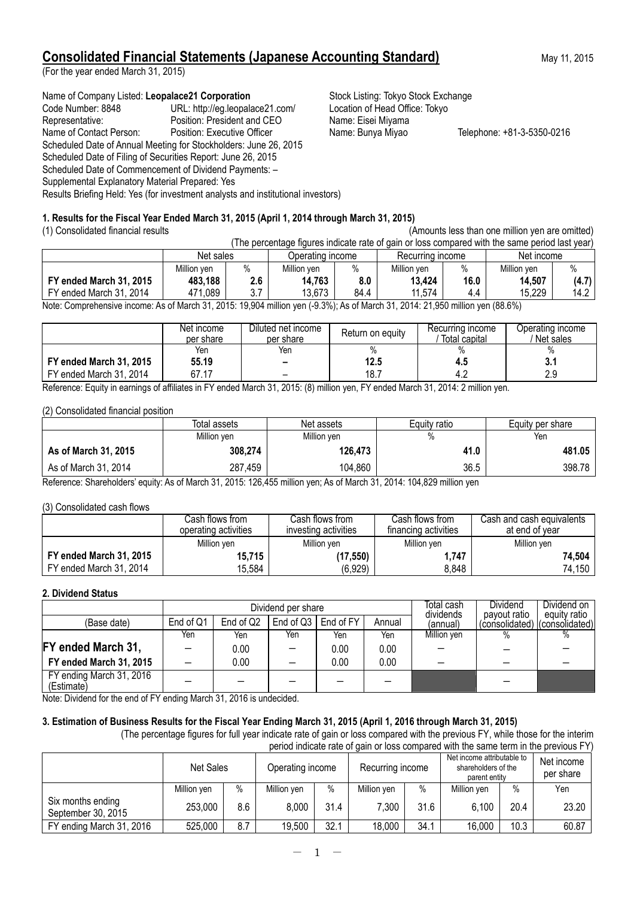# Consolidated Financial Statements (Japanese Accounting Standard)

May 11, 2015

(For the year ended March 31, 2015)

Name of Company Listed: **Leopalace21 Corporation** Stock Listing: Tokyo Stock Exchange
Code Number: 8848 URL: http://eg.leopalace21.com/ Location of Head Office: Tokyo
Representative: Position: President and CEO Name: Eisei Miyama
Name of Contact Person: Position: Executive Officer Name: Bunya Miyao Telephone: +81-3-5350-0216
Scheduled Date of Annual Meeting for Stockholders: June 26, 2015
Scheduled Date of Filing of Securities Report: June 26, 2015
Scheduled Date of Commencement of Dividend Payments: –
Supplemental Explanatory Material Prepared: Yes
Results Briefing Held: Yes (for investment analysts and institutional investors)

## 1. Results for the Fiscal Year Ended March 31, 2015 (April 1, 2014 through March 31, 2015)

(1) Consolidated financial results (Amounts less than one million yen are omitted)

(The percentage figures indicate rate of gain or loss compared with the same period last year)

| | Net sales | | Operating income | | Recurring income | | Net income | |
|---|---|---|---|---|---|---|---|---|
| | Million yen | % | Million yen | % | Million yen | % | Million yen | % |
| **FY ended March 31, 2015** | **483,188** | **2.6** | **14,763** | **8.0** | **13,424** | **16.0** | **14,507** | **(4.7)** |
| FY ended March 31, 2014 | 471,089 | 3.7 | 13,673 | 84.4 | 11,574 | 4.4 | 15,229 | 14.2 |

Note: Comprehensive income: As of March 31, 2015: 19,904 million yen (-9.3%); As of March 31, 2014: 21,950 million yen (88.6%)

| | Net income per share | Diluted net income per share | Return on equity | Recurring income / Total capital | Operating income / Net sales |
|---|---|---|---|---|---|
| | Yen | Yen | % | % | % |
| **FY ended March 31, 2015** | **55.19** | **–** | **12.5** | **4.5** | **3.1** |
| FY ended March 31, 2014 | 67.17 | – | 18.7 | 4.2 | 2.9 |

Reference: Equity in earnings of affiliates in FY ended March 31, 2015: (8) million yen, FY ended March 31, 2014: 2 million yen.

(2) Consolidated financial position

| | Total assets | Net assets | Equity ratio | Equity per share |
|---|---|---|---|---|
| | Million yen | Million yen | % | Yen |
| **As of March 31, 2015** | **308,274** | **126,473** | **41.0** | **481.05** |
| As of March 31, 2014 | 287,459 | 104,860 | 36.5 | 398.78 |

Reference: Shareholders' equity: As of March 31, 2015: 126,455 million yen; As of March 31, 2014: 104,829 million yen

(3) Consolidated cash flows

| | Cash flows from operating activities | Cash flows from investing activities | Cash flows from financing activities | Cash and cash equivalents at end of year |
|---|---|---|---|---|
| | Million yen | Million yen | Million yen | Million yen |
| **FY ended March 31, 2015** | **15,715** | **(17,550)** | **1,747** | **74,504** |
| FY ended March 31, 2014 | 15,584 | (6,929) | 8,848 | 74,150 |

## 2. Dividend Status

| | Dividend per share | | | | | Total cash dividends | Dividend payout ratio | Dividend on equity ratio |
|---|---|---|---|---|---|---|---|---|
| (Base date) | End of Q1 | End of Q2 | End of Q3 | End of FY | Annual | (annual) | (consolidated) | (consolidated) |
| | Yen | Yen | Yen | Yen | Yen | Million yen | % | % |
| **FY ended March 31,** | – | 0.00 | – | 0.00 | 0.00 | – | – | – |
| **FY ended March 31, 2015** | – | 0.00 | – | 0.00 | 0.00 | – | – | – |
| FY ending March 31, 2016 (Estimate) | – | – | – | – | – | | – | |

Note: Dividend for the end of FY ending March 31, 2016 is undecided.

## 3. Estimation of Business Results for the Fiscal Year Ending March 31, 2015 (April 1, 2016 through March 31, 2015)

(The percentage figures for full year indicate rate of gain or loss compared with the previous FY, while those for the interim period indicate rate of gain or loss compared with the same term in the previous FY)

| | Net Sales | | Operating income | | Recurring income | | Net income attributable to shareholders of the parent entity | | Net income per share |
|---|---|---|---|---|---|---|---|---|---|
| | Million yen | % | Million yen | % | Million yen | % | Million yen | % | Yen |
| Six months ending September 30, 2015 | 253,000 | 8.6 | 8,000 | 31.4 | 7,300 | 31.6 | 6,100 | 20.4 | 23.20 |
| FY ending March 31, 2016 | 525,000 | 8.7 | 19,500 | 32.1 | 18,000 | 34.1 | 16,000 | 10.3 | 60.87 |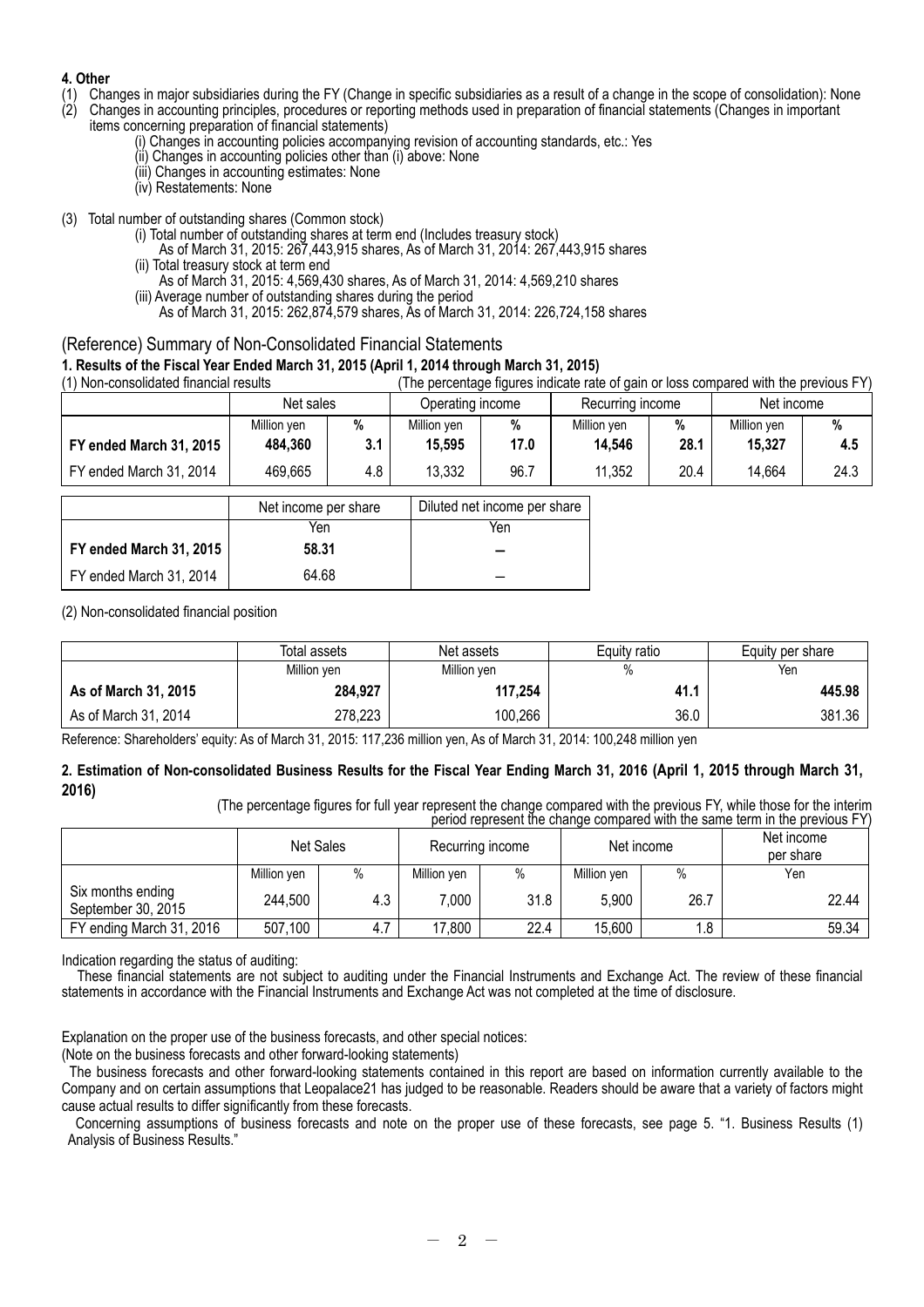**4. Other**

(1) Changes in major subsidiaries during the FY (Change in specific subsidiaries as a result of a change in the scope of consolidation): None

(2) Changes in accounting principles, procedures or reporting methods used in preparation of financial statements (Changes in important items concerning preparation of financial statements)

- (i) Changes in accounting policies accompanying revision of accounting standards, etc.: Yes
- (ii) Changes in accounting policies other than (i) above: None
- (iii) Changes in accounting estimates: None
- (iv) Restatements: None

(3) Total number of outstanding shares (Common stock)

- (i) Total number of outstanding shares at term end (Includes treasury stock)
  As of March 31, 2015: 267,443,915 shares, As of March 31, 2014: 267,443,915 shares
- (ii) Total treasury stock at term end
  As of March 31, 2015: 4,569,430 shares, As of March 31, 2014: 4,569,210 shares
- (iii) Average number of outstanding shares during the period
  As of March 31, 2015: 262,874,579 shares, As of March 31, 2014: 226,724,158 shares

## (Reference) Summary of Non-Consolidated Financial Statements

**1. Results of the Fiscal Year Ended March 31, 2015 (April 1, 2014 through March 31, 2015)**

(1) Non-consolidated financial results (The percentage figures indicate rate of gain or loss compared with the previous FY)

| | Net sales | | Operating income | | Recurring income | | Net income | |
|---|---|---|---|---|---|---|---|---|
| | Million yen | % | Million yen | % | Million yen | % | Million yen | % |
| **FY ended March 31, 2015** | **484,360** | **3.1** | **15,595** | **17.0** | **14,546** | **28.1** | **15,327** | **4.5** |
| FY ended March 31, 2014 | 469,665 | 4.8 | 13,332 | 96.7 | 11,352 | 20.4 | 14,664 | 24.3 |

| | Net income per share | Diluted net income per share |
|---|---|---|
| | Yen | Yen |
| **FY ended March 31, 2015** | **58.31** | **–** |
| FY ended March 31, 2014 | 64.68 | – |

(2) Non-consolidated financial position

| | Total assets | Net assets | Equity ratio | Equity per share |
|---|---|---|---|---|
| | Million yen | Million yen | % | Yen |
| **As of March 31, 2015** | **284,927** | **117,254** | **41.1** | **445.98** |
| As of March 31, 2014 | 278,223 | 100,266 | 36.0 | 381.36 |

Reference: Shareholders' equity: As of March 31, 2015: 117,236 million yen, As of March 31, 2014: 100,248 million yen

**2. Estimation of Non-consolidated Business Results for the Fiscal Year Ending March 31, 2016 (April 1, 2015 through March 31, 2016)**

(The percentage figures for full year represent the change compared with the previous FY, while those for the interim period represent the change compared with the same term in the previous FY)

| | Net Sales | | Recurring income | | Net income | | Net income per share |
|---|---|---|---|---|---|---|---|
| | Million yen | % | Million yen | % | Million yen | % | Yen |
| Six months ending September 30, 2015 | 244,500 | 4.3 | 7,000 | 31.8 | 5,900 | 26.7 | 22.44 |
| FY ending March 31, 2016 | 507,100 | 4.7 | 17,800 | 22.4 | 15,600 | 1.8 | 59.34 |

Indication regarding the status of auditing:

These financial statements are not subject to auditing under the Financial Instruments and Exchange Act. The review of these financial statements in accordance with the Financial Instruments and Exchange Act was not completed at the time of disclosure.

Explanation on the proper use of the business forecasts, and other special notices:

(Note on the business forecasts and other forward-looking statements)

The business forecasts and other forward-looking statements contained in this report are based on information currently available to the Company and on certain assumptions that Leopalace21 has judged to be reasonable. Readers should be aware that a variety of factors might cause actual results to differ significantly from these forecasts.

Concerning assumptions of business forecasts and note on the proper use of these forecasts, see page 5. "1. Business Results (1) Analysis of Business Results."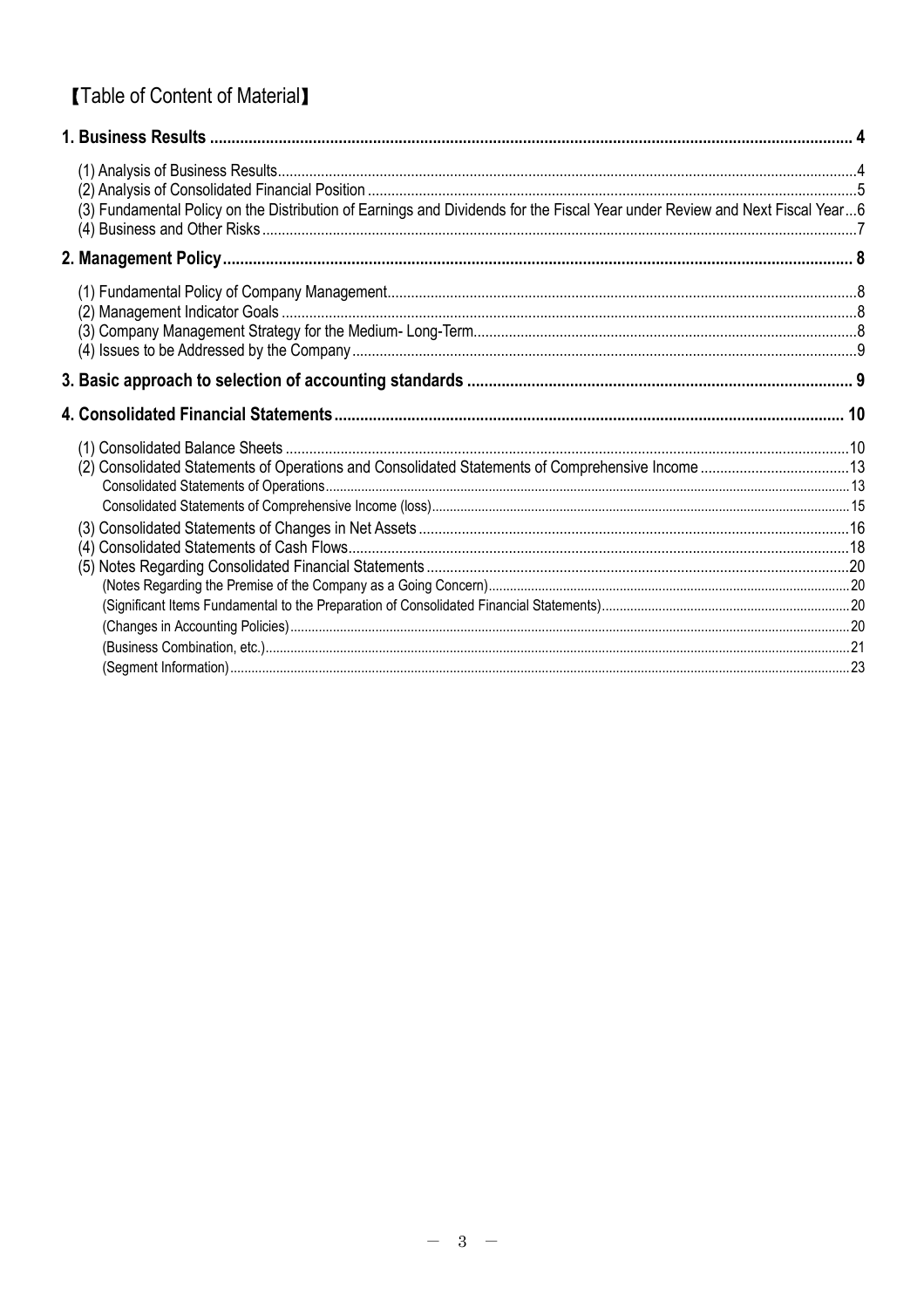# 【Table of Content of Material】

**1. Business Results .................................................................................................................................................... 4**

(1) Analysis of Business Results..................................................................................................................................4
(2) Analysis of Consolidated Financial Position ...........................................................................................................5
(3) Fundamental Policy on the Distribution of Earnings and Dividends for the Fiscal Year under Review and Next Fiscal Year...6
(4) Business and Other Risks.......................................................................................................................................7

**2. Management Policy................................................................................................................................................. 8**

(1) Fundamental Policy of Company Management......................................................................................................8
(2) Management Indicator Goals .................................................................................................................................8
(3) Company Management Strategy for the Medium- Long-Term.................................................................................8
(4) Issues to be Addressed by the Company................................................................................................................9

**3. Basic approach to selection of accounting standards ......................................................................................... 9**

**4. Consolidated Financial Statements..................................................................................................................... 10**

(1) Consolidated Balance Sheets ..............................................................................................................................10
(2) Consolidated Statements of Operations and Consolidated Statements of Comprehensive Income ......................................13
Consolidated Statements of Operations..................................................................................................................13
Consolidated Statements of Comprehensive Income (loss)....................................................................................15
(3) Consolidated Statements of Changes in Net Assets .............................................................................................16
(4) Consolidated Statements of Cash Flows..............................................................................................................18
(5) Notes Regarding Consolidated Financial Statements ...........................................................................................20
(Notes Regarding the Premise of the Company as a Going Concern)....................................................................20
(Significant Items Fundamental to the Preparation of Consolidated Financial Statements)....................................20
(Changes in Accounting Policies)............................................................................................................................20
(Business Combination, etc.)..................................................................................................................................21
(Segment Information)............................................................................................................................................23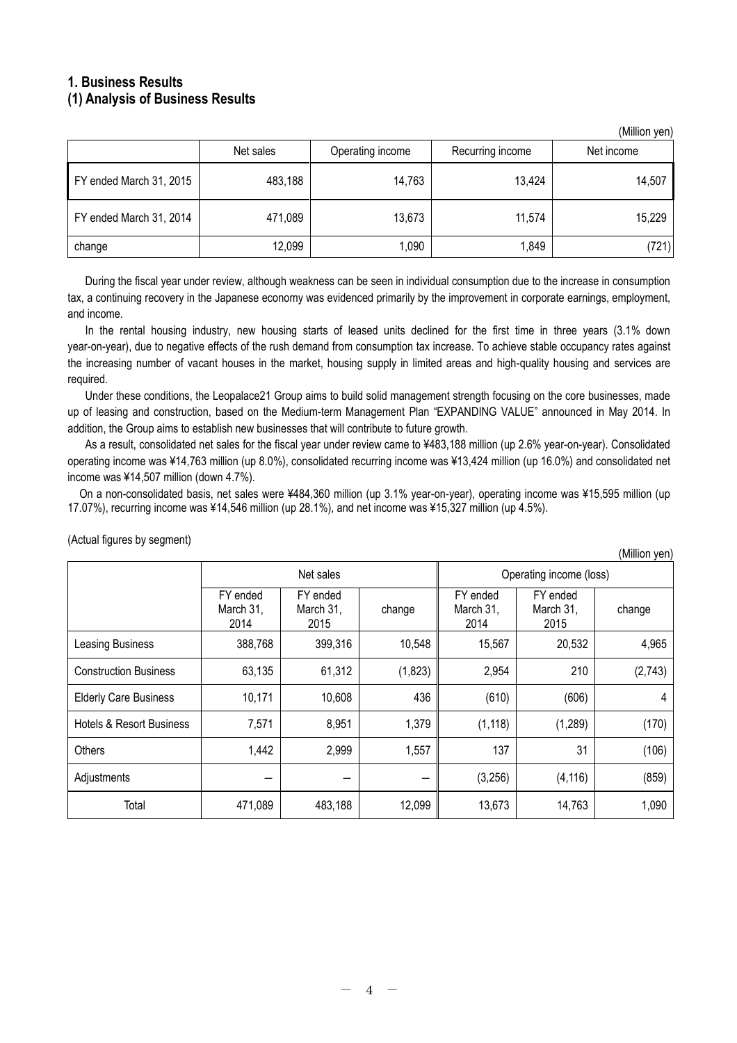## 1. Business Results
### (1) Analysis of Business Results

(Million yen)

| | Net sales | Operating income | Recurring income | Net income |
|---|---|---|---|---|
| FY ended March 31, 2015 | 483,188 | 14,763 | 13,424 | 14,507 |
| FY ended March 31, 2014 | 471,089 | 13,673 | 11,574 | 15,229 |
| change | 12,099 | 1,090 | 1,849 | (721) |

During the fiscal year under review, although weakness can be seen in individual consumption due to the increase in consumption tax, a continuing recovery in the Japanese economy was evidenced primarily by the improvement in corporate earnings, employment, and income.

In the rental housing industry, new housing starts of leased units declined for the first time in three years (3.1% down year-on-year), due to negative effects of the rush demand from consumption tax increase. To achieve stable occupancy rates against the increasing number of vacant houses in the market, housing supply in limited areas and high-quality housing and services are required.

Under these conditions, the Leopalace21 Group aims to build solid management strength focusing on the core businesses, made up of leasing and construction, based on the Medium-term Management Plan "EXPANDING VALUE" announced in May 2014. In addition, the Group aims to establish new businesses that will contribute to future growth.

As a result, consolidated net sales for the fiscal year under review came to ¥483,188 million (up 2.6% year-on-year). Consolidated operating income was ¥14,763 million (up 8.0%), consolidated recurring income was ¥13,424 million (up 16.0%) and consolidated net income was ¥14,507 million (down 4.7%).

On a non-consolidated basis, net sales were ¥484,360 million (up 3.1% year-on-year), operating income was ¥15,595 million (up 17.07%), recurring income was ¥14,546 million (up 28.1%), and net income was ¥15,327 million (up 4.5%).

(Actual figures by segment)

(Million yen)

| | Net sales | | | Operating income (loss) | | |
|---|---|---|---|---|---|---|
| | FY ended March 31, 2014 | FY ended March 31, 2015 | change | FY ended March 31, 2014 | FY ended March 31, 2015 | change |
| Leasing Business | 388,768 | 399,316 | 10,548 | 15,567 | 20,532 | 4,965 |
| Construction Business | 63,135 | 61,312 | (1,823) | 2,954 | 210 | (2,743) |
| Elderly Care Business | 10,171 | 10,608 | 436 | (610) | (606) | 4 |
| Hotels & Resort Business | 7,571 | 8,951 | 1,379 | (1,118) | (1,289) | (170) |
| Others | 1,442 | 2,999 | 1,557 | 137 | 31 | (106) |
| Adjustments | — | — | — | (3,256) | (4,116) | (859) |
| Total | 471,089 | 483,188 | 12,099 | 13,673 | 14,763 | 1,090 |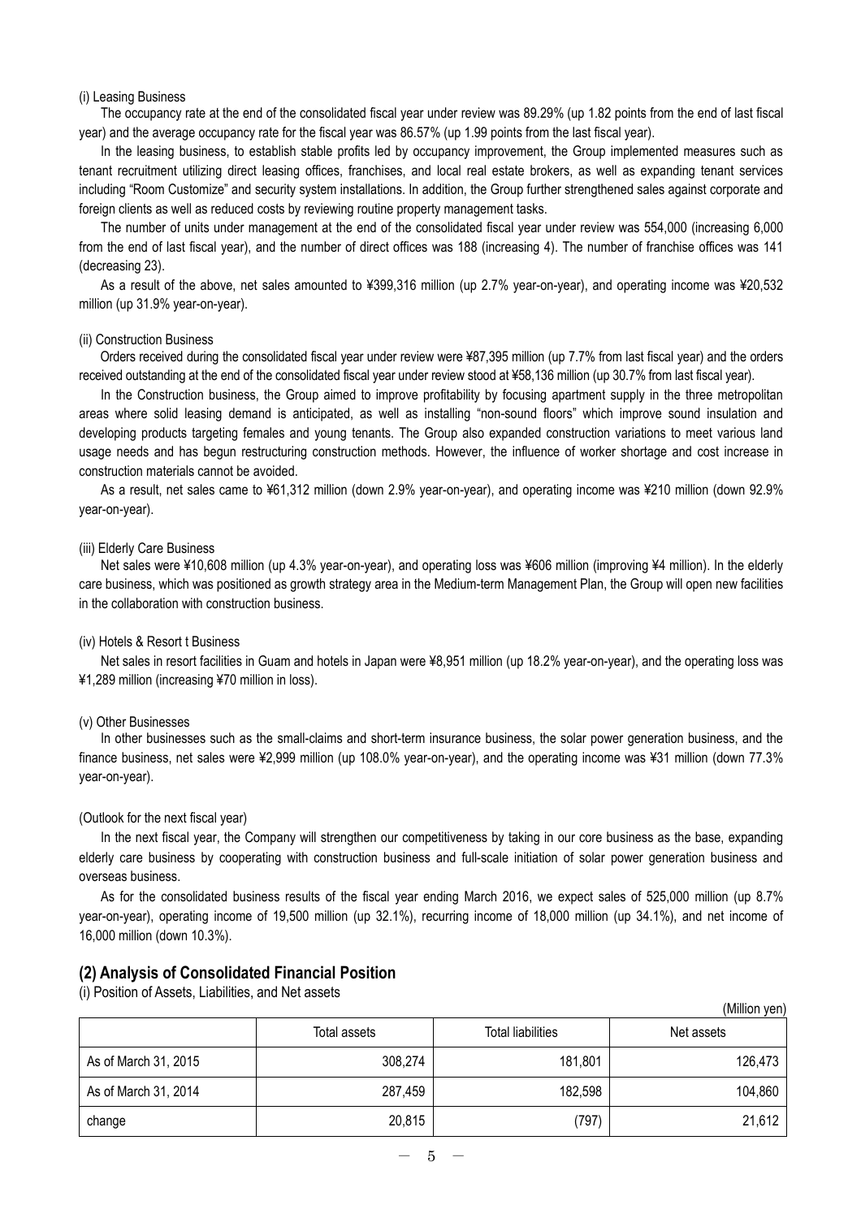(i) Leasing Business

The occupancy rate at the end of the consolidated fiscal year under review was 89.29% (up 1.82 points from the end of last fiscal year) and the average occupancy rate for the fiscal year was 86.57% (up 1.99 points from the last fiscal year).

In the leasing business, to establish stable profits led by occupancy improvement, the Group implemented measures such as tenant recruitment utilizing direct leasing offices, franchises, and local real estate brokers, as well as expanding tenant services including "Room Customize" and security system installations. In addition, the Group further strengthened sales against corporate and foreign clients as well as reduced costs by reviewing routine property management tasks.

The number of units under management at the end of the consolidated fiscal year under review was 554,000 (increasing 6,000 from the end of last fiscal year), and the number of direct offices was 188 (increasing 4). The number of franchise offices was 141 (decreasing 23).

As a result of the above, net sales amounted to ¥399,316 million (up 2.7% year-on-year), and operating income was ¥20,532 million (up 31.9% year-on-year).

(ii) Construction Business

Orders received during the consolidated fiscal year under review were ¥87,395 million (up 7.7% from last fiscal year) and the orders received outstanding at the end of the consolidated fiscal year under review stood at ¥58,136 million (up 30.7% from last fiscal year).

In the Construction business, the Group aimed to improve profitability by focusing apartment supply in the three metropolitan areas where solid leasing demand is anticipated, as well as installing "non-sound floors" which improve sound insulation and developing products targeting females and young tenants. The Group also expanded construction variations to meet various land usage needs and has begun restructuring construction methods. However, the influence of worker shortage and cost increase in construction materials cannot be avoided.

As a result, net sales came to ¥61,312 million (down 2.9% year-on-year), and operating income was ¥210 million (down 92.9% year-on-year).

(iii) Elderly Care Business

Net sales were ¥10,608 million (up 4.3% year-on-year), and operating loss was ¥606 million (improving ¥4 million). In the elderly care business, which was positioned as growth strategy area in the Medium-term Management Plan, the Group will open new facilities in the collaboration with construction business.

(iv) Hotels & Resort t Business

Net sales in resort facilities in Guam and hotels in Japan were ¥8,951 million (up 18.2% year-on-year), and the operating loss was ¥1,289 million (increasing ¥70 million in loss).

(v) Other Businesses

In other businesses such as the small-claims and short-term insurance business, the solar power generation business, and the finance business, net sales were ¥2,999 million (up 108.0% year-on-year), and the operating income was ¥31 million (down 77.3% year-on-year).

(Outlook for the next fiscal year)

In the next fiscal year, the Company will strengthen our competitiveness by taking in our core business as the base, expanding elderly care business by cooperating with construction business and full-scale initiation of solar power generation business and overseas business.

As for the consolidated business results of the fiscal year ending March 2016, we expect sales of 525,000 million (up 8.7% year-on-year), operating income of 19,500 million (up 32.1%), recurring income of 18,000 million (up 34.1%), and net income of 16,000 million (down 10.3%).

## (2) Analysis of Consolidated Financial Position

(i) Position of Assets, Liabilities, and Net assets

(Million yen)

| | Total assets | Total liabilities | Net assets |
|---|---|---|---|
| As of March 31, 2015 | 308,274 | 181,801 | 126,473 |
| As of March 31, 2014 | 287,459 | 182,598 | 104,860 |
| change | 20,815 | (797) | 21,612 |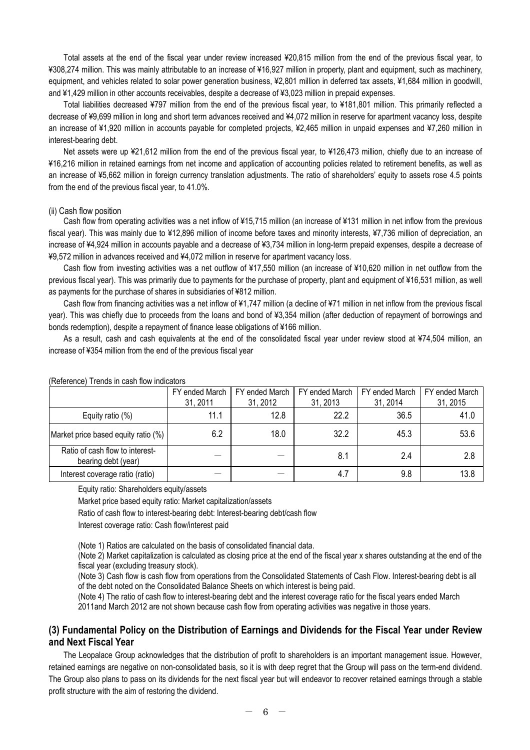Total assets at the end of the fiscal year under review increased ¥20,815 million from the end of the previous fiscal year, to ¥308,274 million. This was mainly attributable to an increase of ¥16,927 million in property, plant and equipment, such as machinery, equipment, and vehicles related to solar power generation business, ¥2,801 million in deferred tax assets, ¥1,684 million in goodwill, and ¥1,429 million in other accounts receivables, despite a decrease of ¥3,023 million in prepaid expenses.

Total liabilities decreased ¥797 million from the end of the previous fiscal year, to ¥181,801 million. This primarily reflected a decrease of ¥9,699 million in long and short term advances received and ¥4,072 million in reserve for apartment vacancy loss, despite an increase of ¥1,920 million in accounts payable for completed projects, ¥2,465 million in unpaid expenses and ¥7,260 million in interest-bearing debt.

Net assets were up ¥21,612 million from the end of the previous fiscal year, to ¥126,473 million, chiefly due to an increase of ¥16,216 million in retained earnings from net income and application of accounting policies related to retirement benefits, as well as an increase of ¥5,662 million in foreign currency translation adjustments. The ratio of shareholders' equity to assets rose 4.5 points from the end of the previous fiscal year, to 41.0%.

(ii) Cash flow position

Cash flow from operating activities was a net inflow of ¥15,715 million (an increase of ¥131 million in net inflow from the previous fiscal year). This was mainly due to ¥12,896 million of income before taxes and minority interests, ¥7,736 million of depreciation, an increase of ¥4,924 million in accounts payable and a decrease of ¥3,734 million in long-term prepaid expenses, despite a decrease of ¥9,572 million in advances received and ¥4,072 million in reserve for apartment vacancy loss.

Cash flow from investing activities was a net outflow of ¥17,550 million (an increase of ¥10,620 million in net outflow from the previous fiscal year). This was primarily due to payments for the purchase of property, plant and equipment of ¥16,531 million, as well as payments for the purchase of shares in subsidiaries of ¥812 million.

Cash flow from financing activities was a net inflow of ¥1,747 million (a decline of ¥71 million in net inflow from the previous fiscal year). This was chiefly due to proceeds from the loans and bond of ¥3,354 million (after deduction of repayment of borrowings and bonds redemption), despite a repayment of finance lease obligations of ¥166 million.

As a result, cash and cash equivalents at the end of the consolidated fiscal year under review stood at ¥74,504 million, an increase of ¥354 million from the end of the previous fiscal year

(Reference) Trends in cash flow indicators

| | FY ended March 31, 2011 | FY ended March 31, 2012 | FY ended March 31, 2013 | FY ended March 31, 2014 | FY ended March 31, 2015 |
|---|---|---|---|---|---|
| Equity ratio (%) | 11.1 | 12.8 | 22.2 | 36.5 | 41.0 |
| Market price based equity ratio (%) | 6.2 | 18.0 | 32.2 | 45.3 | 53.6 |
| Ratio of cash flow to interest-bearing debt (year) | — | — | 8.1 | 2.4 | 2.8 |
| Interest coverage ratio (ratio) | — | — | 4.7 | 9.8 | 13.8 |

Equity ratio: Shareholders equity/assets

Market price based equity ratio: Market capitalization/assets

Ratio of cash flow to interest-bearing debt: Interest-bearing debt/cash flow

Interest coverage ratio: Cash flow/interest paid

(Note 1) Ratios are calculated on the basis of consolidated financial data.

(Note 2) Market capitalization is calculated as closing price at the end of the fiscal year x shares outstanding at the end of the fiscal year (excluding treasury stock).

(Note 3) Cash flow is cash flow from operations from the Consolidated Statements of Cash Flow. Interest-bearing debt is all of the debt noted on the Consolidated Balance Sheets on which interest is being paid.

(Note 4) The ratio of cash flow to interest-bearing debt and the interest coverage ratio for the fiscal years ended March 2011and March 2012 are not shown because cash flow from operating activities was negative in those years.

### (3) Fundamental Policy on the Distribution of Earnings and Dividends for the Fiscal Year under Review and Next Fiscal Year

The Leopalace Group acknowledges that the distribution of profit to shareholders is an important management issue. However, retained earnings are negative on non-consolidated basis, so it is with deep regret that the Group will pass on the term-end dividend. The Group also plans to pass on its dividends for the next fiscal year but will endeavor to recover retained earnings through a stable profit structure with the aim of restoring the dividend.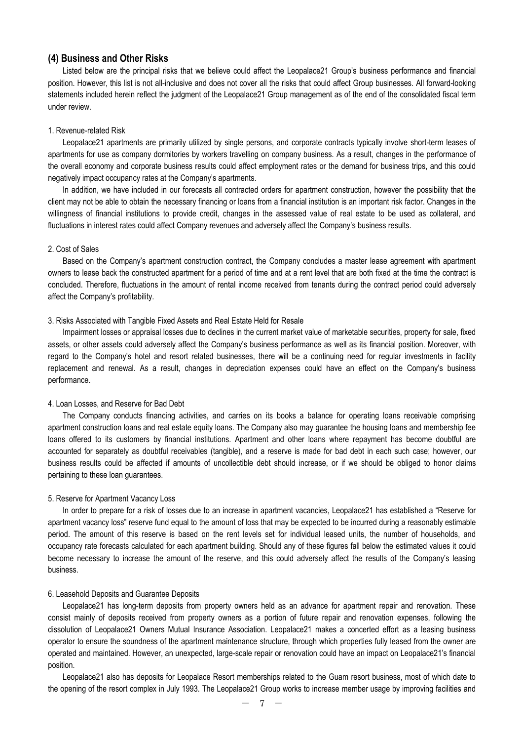## (4) Business and Other Risks

Listed below are the principal risks that we believe could affect the Leopalace21 Group's business performance and financial position. However, this list is not all-inclusive and does not cover all the risks that could affect Group businesses. All forward-looking statements included herein reflect the judgment of the Leopalace21 Group management as of the end of the consolidated fiscal term under review.

1. Revenue-related Risk

Leopalace21 apartments are primarily utilized by single persons, and corporate contracts typically involve short-term leases of apartments for use as company dormitories by workers travelling on company business. As a result, changes in the performance of the overall economy and corporate business results could affect employment rates or the demand for business trips, and this could negatively impact occupancy rates at the Company's apartments.

In addition, we have included in our forecasts all contracted orders for apartment construction, however the possibility that the client may not be able to obtain the necessary financing or loans from a financial institution is an important risk factor. Changes in the willingness of financial institutions to provide credit, changes in the assessed value of real estate to be used as collateral, and fluctuations in interest rates could affect Company revenues and adversely affect the Company's business results.

2. Cost of Sales

Based on the Company's apartment construction contract, the Company concludes a master lease agreement with apartment owners to lease back the constructed apartment for a period of time and at a rent level that are both fixed at the time the contract is concluded. Therefore, fluctuations in the amount of rental income received from tenants during the contract period could adversely affect the Company's profitability.

3. Risks Associated with Tangible Fixed Assets and Real Estate Held for Resale

Impairment losses or appraisal losses due to declines in the current market value of marketable securities, property for sale, fixed assets, or other assets could adversely affect the Company's business performance as well as its financial position. Moreover, with regard to the Company's hotel and resort related businesses, there will be a continuing need for regular investments in facility replacement and renewal. As a result, changes in depreciation expenses could have an effect on the Company's business performance.

4. Loan Losses, and Reserve for Bad Debt

The Company conducts financing activities, and carries on its books a balance for operating loans receivable comprising apartment construction loans and real estate equity loans. The Company also may guarantee the housing loans and membership fee loans offered to its customers by financial institutions. Apartment and other loans where repayment has become doubtful are accounted for separately as doubtful receivables (tangible), and a reserve is made for bad debt in each such case; however, our business results could be affected if amounts of uncollectible debt should increase, or if we should be obliged to honor claims pertaining to these loan guarantees.

5. Reserve for Apartment Vacancy Loss

In order to prepare for a risk of losses due to an increase in apartment vacancies, Leopalace21 has established a "Reserve for apartment vacancy loss" reserve fund equal to the amount of loss that may be expected to be incurred during a reasonably estimable period. The amount of this reserve is based on the rent levels set for individual leased units, the number of households, and occupancy rate forecasts calculated for each apartment building. Should any of these figures fall below the estimated values it could become necessary to increase the amount of the reserve, and this could adversely affect the results of the Company's leasing business.

6. Leasehold Deposits and Guarantee Deposits

Leopalace21 has long-term deposits from property owners held as an advance for apartment repair and renovation. These consist mainly of deposits received from property owners as a portion of future repair and renovation expenses, following the dissolution of Leopalace21 Owners Mutual Insurance Association. Leopalace21 makes a concerted effort as a leasing business operator to ensure the soundness of the apartment maintenance structure, through which properties fully leased from the owner are operated and maintained. However, an unexpected, large-scale repair or renovation could have an impact on Leopalace21's financial position.

Leopalace21 also has deposits for Leopalace Resort memberships related to the Guam resort business, most of which date to the opening of the resort complex in July 1993. The Leopalace21 Group works to increase member usage by improving facilities and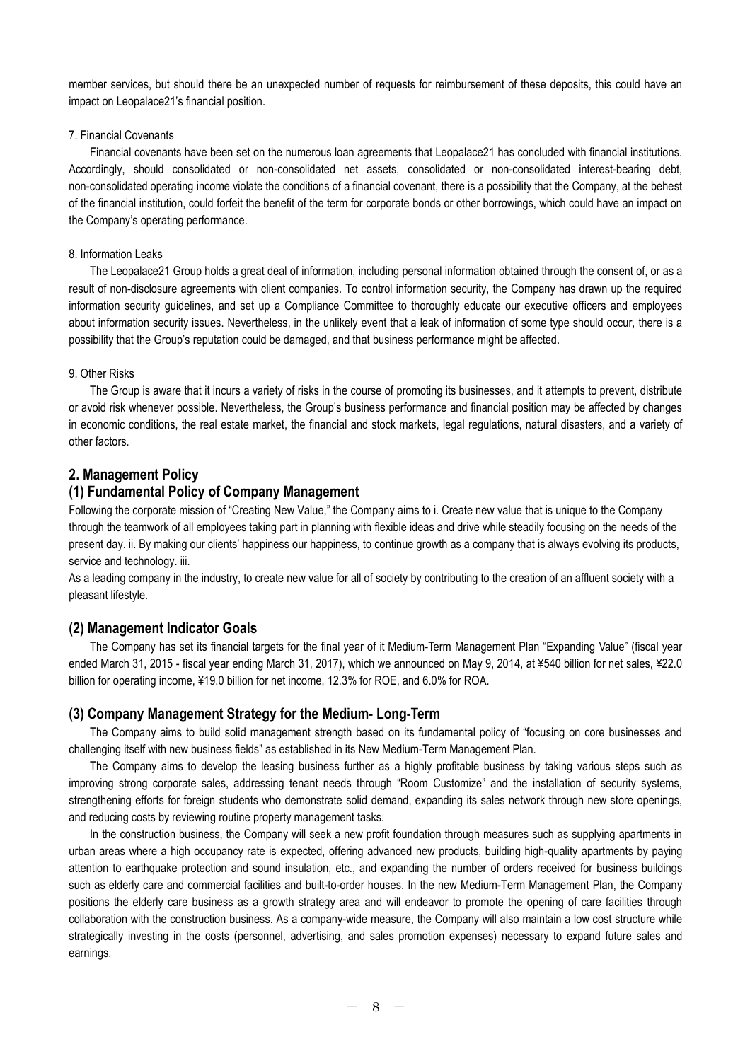member services, but should there be an unexpected number of requests for reimbursement of these deposits, this could have an impact on Leopalace21's financial position.

7. Financial Covenants

Financial covenants have been set on the numerous loan agreements that Leopalace21 has concluded with financial institutions. Accordingly, should consolidated or non-consolidated net assets, consolidated or non-consolidated interest-bearing debt, non-consolidated operating income violate the conditions of a financial covenant, there is a possibility that the Company, at the behest of the financial institution, could forfeit the benefit of the term for corporate bonds or other borrowings, which could have an impact on the Company's operating performance.

8. Information Leaks

The Leopalace21 Group holds a great deal of information, including personal information obtained through the consent of, or as a result of non-disclosure agreements with client companies. To control information security, the Company has drawn up the required information security guidelines, and set up a Compliance Committee to thoroughly educate our executive officers and employees about information security issues. Nevertheless, in the unlikely event that a leak of information of some type should occur, there is a possibility that the Group's reputation could be damaged, and that business performance might be affected.

9. Other Risks

The Group is aware that it incurs a variety of risks in the course of promoting its businesses, and it attempts to prevent, distribute or avoid risk whenever possible. Nevertheless, the Group's business performance and financial position may be affected by changes in economic conditions, the real estate market, the financial and stock markets, legal regulations, natural disasters, and a variety of other factors.

## 2. Management Policy

### (1) Fundamental Policy of Company Management

Following the corporate mission of "Creating New Value," the Company aims to i. Create new value that is unique to the Company through the teamwork of all employees taking part in planning with flexible ideas and drive while steadily focusing on the needs of the present day. ii. By making our clients' happiness our happiness, to continue growth as a company that is always evolving its products, service and technology. iii.
As a leading company in the industry, to create new value for all of society by contributing to the creation of an affluent society with a pleasant lifestyle.

### (2) Management Indicator Goals

The Company has set its financial targets for the final year of it Medium-Term Management Plan "Expanding Value" (fiscal year ended March 31, 2015 - fiscal year ending March 31, 2017), which we announced on May 9, 2014, at ¥540 billion for net sales, ¥22.0 billion for operating income, ¥19.0 billion for net income, 12.3% for ROE, and 6.0% for ROA.

### (3) Company Management Strategy for the Medium- Long-Term

The Company aims to build solid management strength based on its fundamental policy of "focusing on core businesses and challenging itself with new business fields" as established in its New Medium-Term Management Plan.

The Company aims to develop the leasing business further as a highly profitable business by taking various steps such as improving strong corporate sales, addressing tenant needs through "Room Customize" and the installation of security systems, strengthening efforts for foreign students who demonstrate solid demand, expanding its sales network through new store openings, and reducing costs by reviewing routine property management tasks.

In the construction business, the Company will seek a new profit foundation through measures such as supplying apartments in urban areas where a high occupancy rate is expected, offering advanced new products, building high-quality apartments by paying attention to earthquake protection and sound insulation, etc., and expanding the number of orders received for business buildings such as elderly care and commercial facilities and built-to-order houses. In the new Medium-Term Management Plan, the Company positions the elderly care business as a growth strategy area and will endeavor to promote the opening of care facilities through collaboration with the construction business. As a company-wide measure, the Company will also maintain a low cost structure while strategically investing in the costs (personnel, advertising, and sales promotion expenses) necessary to expand future sales and earnings.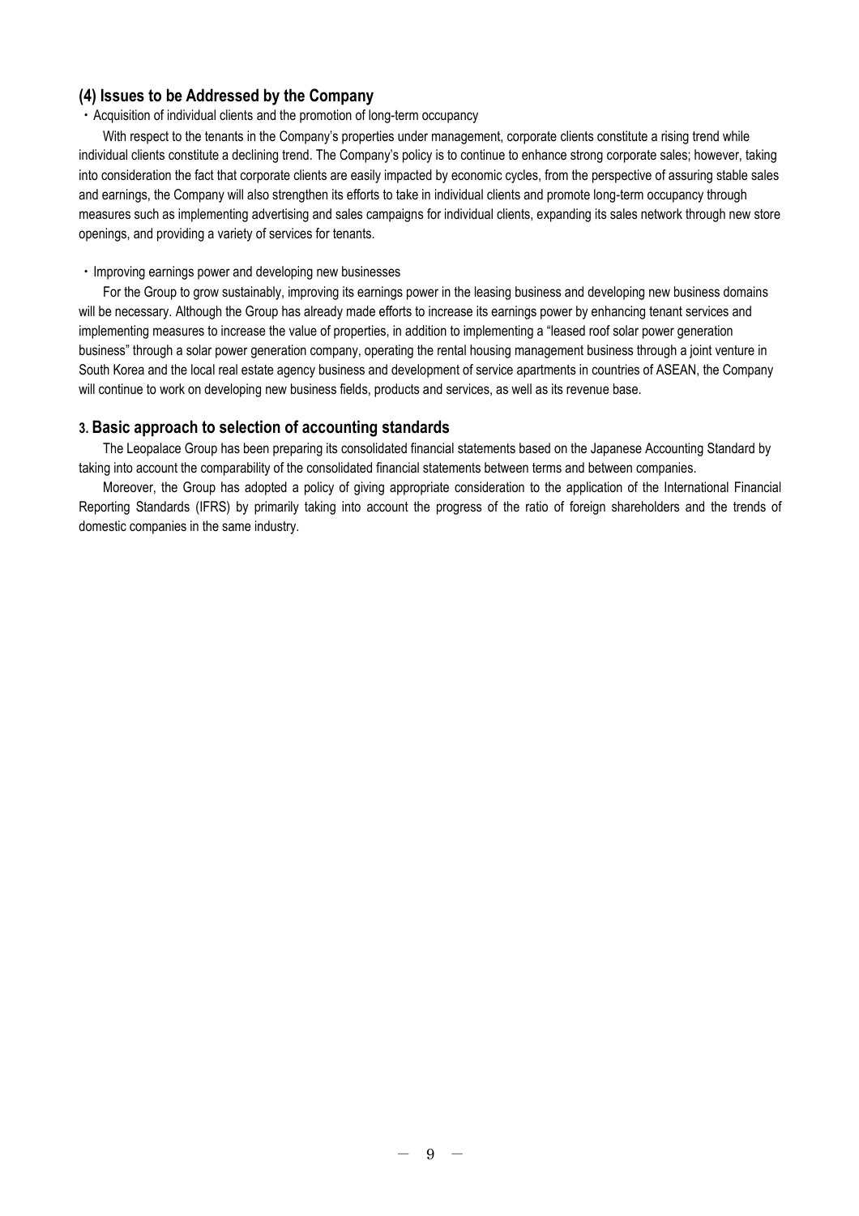### (4) Issues to be Addressed by the Company

・Acquisition of individual clients and the promotion of long-term occupancy

With respect to the tenants in the Company's properties under management, corporate clients constitute a rising trend while individual clients constitute a declining trend. The Company's policy is to continue to enhance strong corporate sales; however, taking into consideration the fact that corporate clients are easily impacted by economic cycles, from the perspective of assuring stable sales and earnings, the Company will also strengthen its efforts to take in individual clients and promote long-term occupancy through measures such as implementing advertising and sales campaigns for individual clients, expanding its sales network through new store openings, and providing a variety of services for tenants.

・Improving earnings power and developing new businesses

For the Group to grow sustainably, improving its earnings power in the leasing business and developing new business domains will be necessary. Although the Group has already made efforts to increase its earnings power by enhancing tenant services and implementing measures to increase the value of properties, in addition to implementing a "leased roof solar power generation business" through a solar power generation company, operating the rental housing management business through a joint venture in South Korea and the local real estate agency business and development of service apartments in countries of ASEAN, the Company will continue to work on developing new business fields, products and services, as well as its revenue base.

## 3. Basic approach to selection of accounting standards

The Leopalace Group has been preparing its consolidated financial statements based on the Japanese Accounting Standard by taking into account the comparability of the consolidated financial statements between terms and between companies.

Moreover, the Group has adopted a policy of giving appropriate consideration to the application of the International Financial Reporting Standards (IFRS) by primarily taking into account the progress of the ratio of foreign shareholders and the trends of domestic companies in the same industry.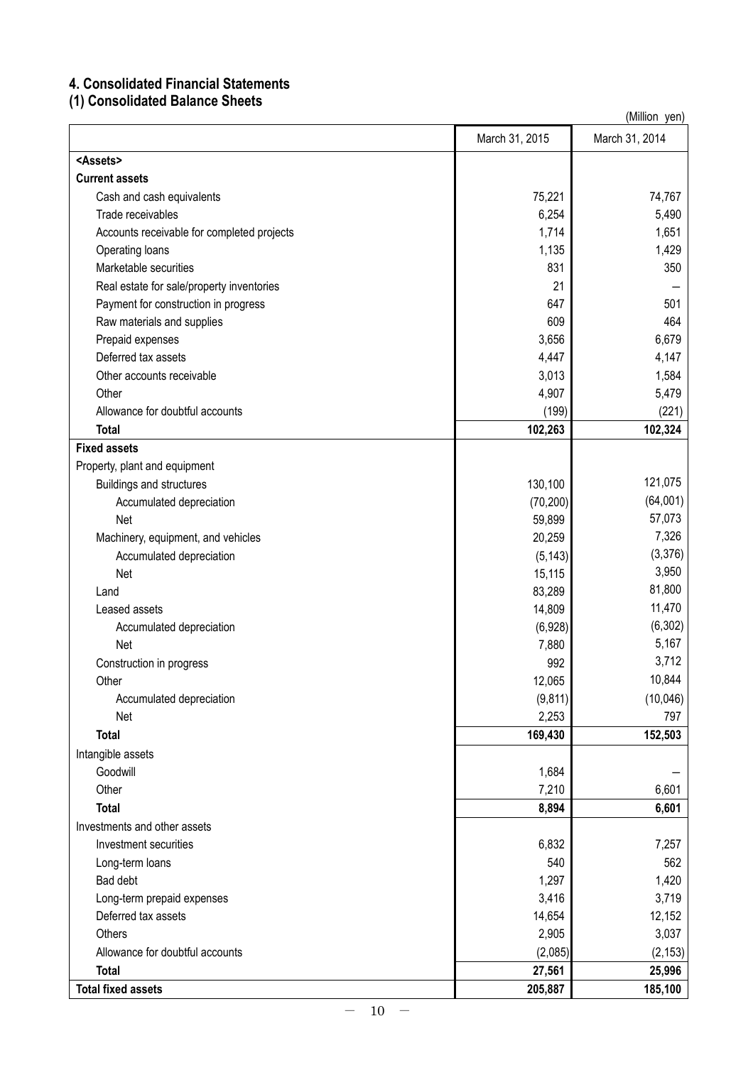## 4. Consolidated Financial Statements

### (1) Consolidated Balance Sheets

(Million yen)

| | March 31, 2015 | March 31, 2014 |
|---|---|---|
| **<Assets>** | | |
| **Current assets** | | |
| Cash and cash equivalents | 75,221 | 74,767 |
| Trade receivables | 6,254 | 5,490 |
| Accounts receivable for completed projects | 1,714 | 1,651 |
| Operating loans | 1,135 | 1,429 |
| Marketable securities | 831 | 350 |
| Real estate for sale/property inventories | 21 | — |
| Payment for construction in progress | 647 | 501 |
| Raw materials and supplies | 609 | 464 |
| Prepaid expenses | 3,656 | 6,679 |
| Deferred tax assets | 4,447 | 4,147 |
| Other accounts receivable | 3,013 | 1,584 |
| Other | 4,907 | 5,479 |
| Allowance for doubtful accounts | (199) | (221) |
| **Total** | **102,263** | **102,324** |
| **Fixed assets** | | |
| Property, plant and equipment | | |
| Buildings and structures | 130,100 | 121,075 |
| Accumulated depreciation | (70,200) | (64,001) |
| Net | 59,899 | 57,073 |
| Machinery, equipment, and vehicles | 20,259 | 7,326 |
| Accumulated depreciation | (5,143) | (3,376) |
| Net | 15,115 | 3,950 |
| Land | 83,289 | 81,800 |
| Leased assets | 14,809 | 11,470 |
| Accumulated depreciation | (6,928) | (6,302) |
| Net | 7,880 | 5,167 |
| Construction in progress | 992 | 3,712 |
| Other | 12,065 | 10,844 |
| Accumulated depreciation | (9,811) | (10,046) |
| Net | 2,253 | 797 |
| **Total** | **169,430** | **152,503** |
| Intangible assets | | |
| Goodwill | 1,684 | — |
| Other | 7,210 | 6,601 |
| **Total** | **8,894** | **6,601** |
| Investments and other assets | | |
| Investment securities | 6,832 | 7,257 |
| Long-term loans | 540 | 562 |
| Bad debt | 1,297 | 1,420 |
| Long-term prepaid expenses | 3,416 | 3,719 |
| Deferred tax assets | 14,654 | 12,152 |
| Others | 2,905 | 3,037 |
| Allowance for doubtful accounts | (2,085) | (2,153) |
| **Total** | **27,561** | **25,996** |
| **Total fixed assets** | **205,887** | **185,100** |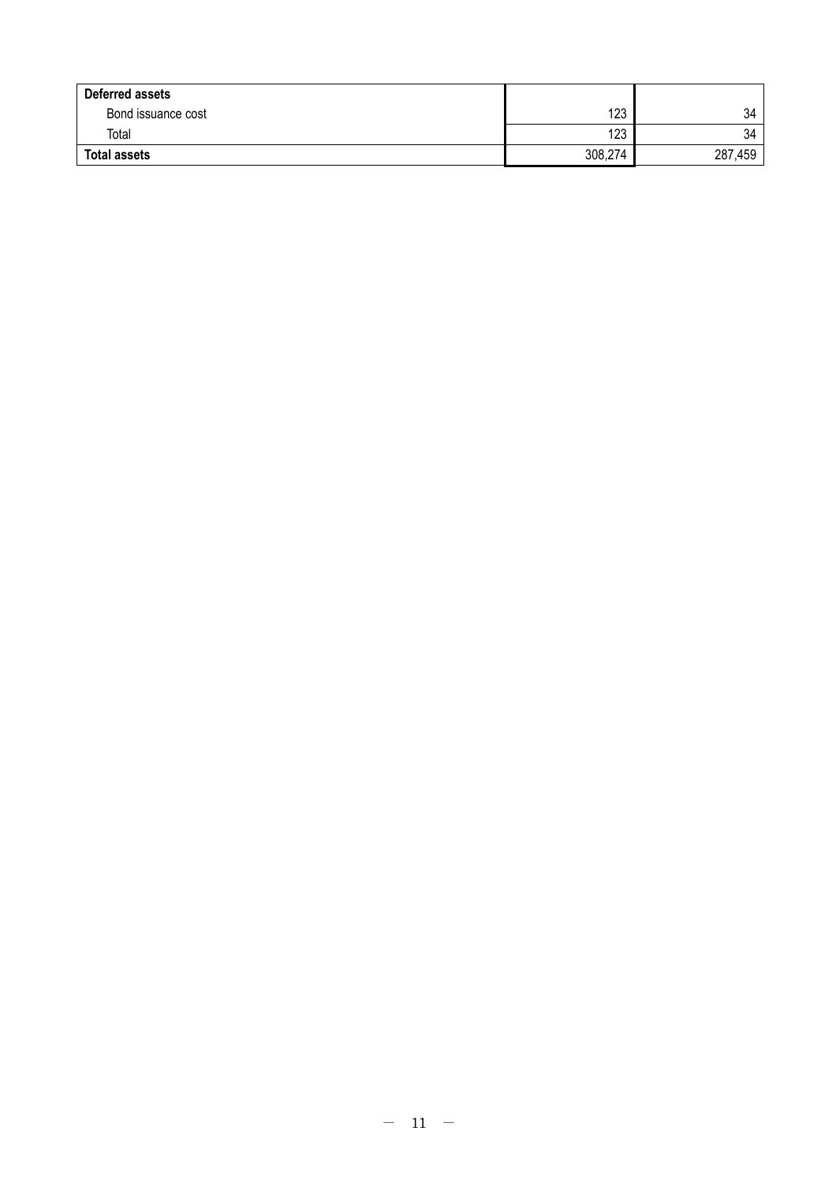| Deferred assets | | |
|---|---|---|
| Bond issuance cost | 123 | 34 |
| Total | 123 | 34 |
| **Total assets** | 308,274 | 287,459 |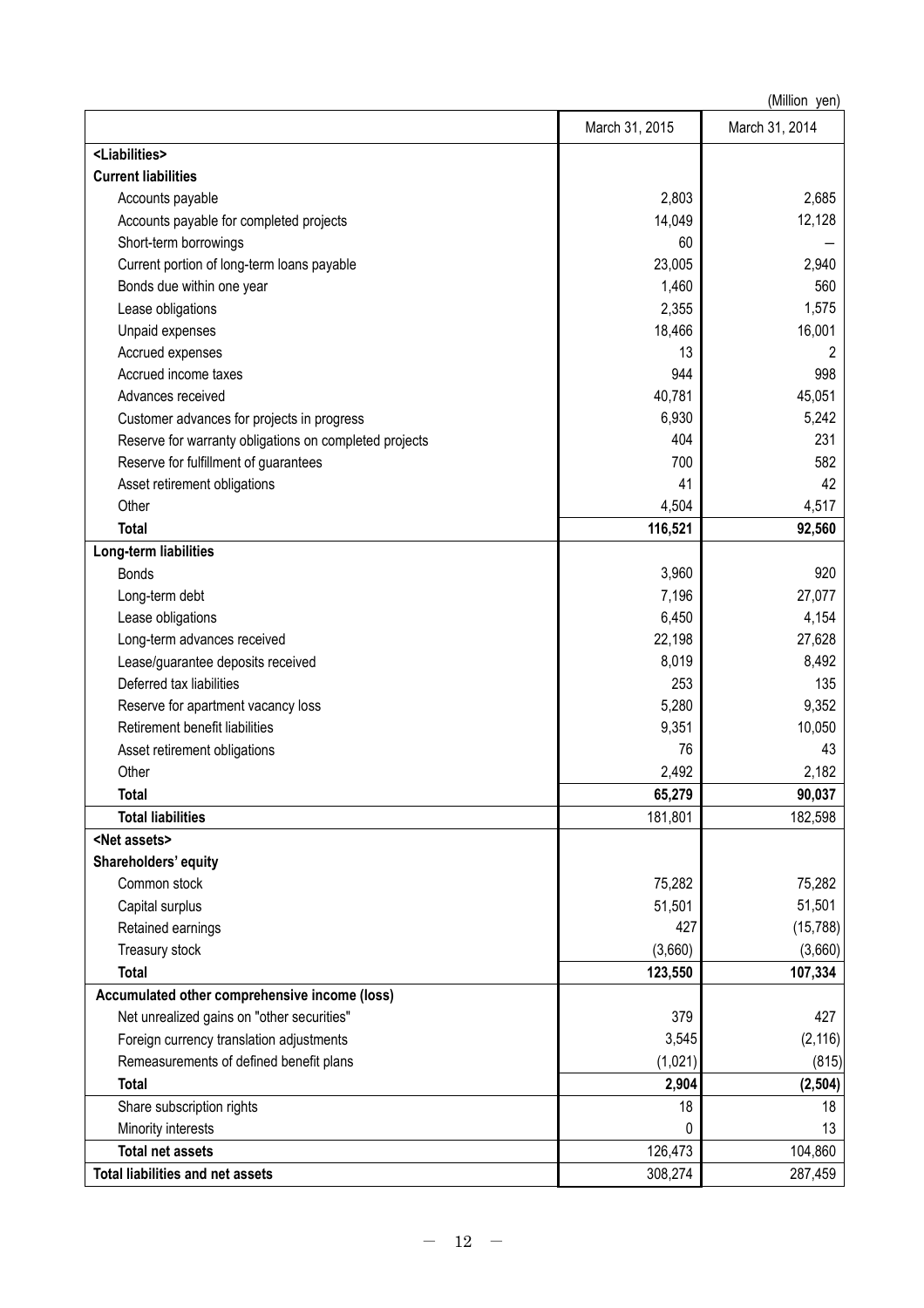(Million yen)

| | March 31, 2015 | March 31, 2014 |
|---|---|---|
| **<Liabilities>** | | |
| **Current liabilities** | | |
| Accounts payable | 2,803 | 2,685 |
| Accounts payable for completed projects | 14,049 | 12,128 |
| Short-term borrowings | 60 | — |
| Current portion of long-term loans payable | 23,005 | 2,940 |
| Bonds due within one year | 1,460 | 560 |
| Lease obligations | 2,355 | 1,575 |
| Unpaid expenses | 18,466 | 16,001 |
| Accrued expenses | 13 | 2 |
| Accrued income taxes | 944 | 998 |
| Advances received | 40,781 | 45,051 |
| Customer advances for projects in progress | 6,930 | 5,242 |
| Reserve for warranty obligations on completed projects | 404 | 231 |
| Reserve for fulfillment of guarantees | 700 | 582 |
| Asset retirement obligations | 41 | 42 |
| Other | 4,504 | 4,517 |
| **Total** | **116,521** | **92,560** |
| **Long-term liabilities** | | |
| Bonds | 3,960 | 920 |
| Long-term debt | 7,196 | 27,077 |
| Lease obligations | 6,450 | 4,154 |
| Long-term advances received | 22,198 | 27,628 |
| Lease/guarantee deposits received | 8,019 | 8,492 |
| Deferred tax liabilities | 253 | 135 |
| Reserve for apartment vacancy loss | 5,280 | 9,352 |
| Retirement benefit liabilities | 9,351 | 10,050 |
| Asset retirement obligations | 76 | 43 |
| Other | 2,492 | 2,182 |
| **Total** | **65,279** | **90,037** |
| **Total liabilities** | 181,801 | 182,598 |
| **<Net assets>** | | |
| **Shareholders' equity** | | |
| Common stock | 75,282 | 75,282 |
| Capital surplus | 51,501 | 51,501 |
| Retained earnings | 427 | (15,788) |
| Treasury stock | (3,660) | (3,660) |
| **Total** | **123,550** | **107,334** |
| **Accumulated other comprehensive income (loss)** | | |
| Net unrealized gains on "other securities" | 379 | 427 |
| Foreign currency translation adjustments | 3,545 | (2,116) |
| Remeasurements of defined benefit plans | (1,021) | (815) |
| **Total** | **2,904** | **(2,504)** |
| Share subscription rights | 18 | 18 |
| Minority interests | 0 | 13 |
| **Total net assets** | 126,473 | 104,860 |
| **Total liabilities and net assets** | 308,274 | 287,459 |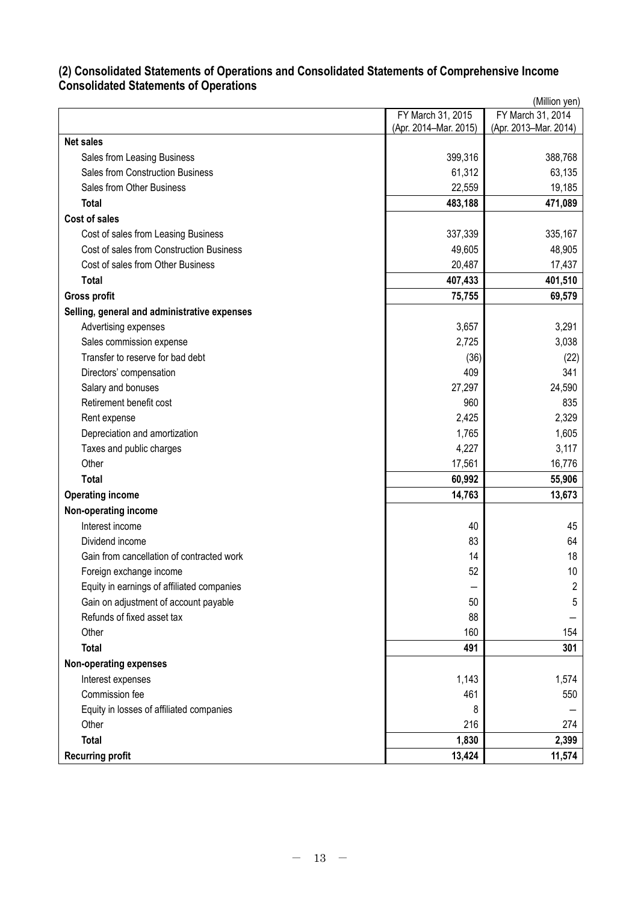### (2) Consolidated Statements of Operations and Consolidated Statements of Comprehensive Income
### Consolidated Statements of Operations

(Million yen)

| | FY March 31, 2015 (Apr. 2014–Mar. 2015) | FY March 31, 2014 (Apr. 2013–Mar. 2014) |
|---|---|---|
| **Net sales** | | |
| Sales from Leasing Business | 399,316 | 388,768 |
| Sales from Construction Business | 61,312 | 63,135 |
| Sales from Other Business | 22,559 | 19,185 |
| **Total** | **483,188** | **471,089** |
| **Cost of sales** | | |
| Cost of sales from Leasing Business | 337,339 | 335,167 |
| Cost of sales from Construction Business | 49,605 | 48,905 |
| Cost of sales from Other Business | 20,487 | 17,437 |
| **Total** | **407,433** | **401,510** |
| **Gross profit** | **75,755** | **69,579** |
| **Selling, general and administrative expenses** | | |
| Advertising expenses | 3,657 | 3,291 |
| Sales commission expense | 2,725 | 3,038 |
| Transfer to reserve for bad debt | (36) | (22) |
| Directors' compensation | 409 | 341 |
| Salary and bonuses | 27,297 | 24,590 |
| Retirement benefit cost | 960 | 835 |
| Rent expense | 2,425 | 2,329 |
| Depreciation and amortization | 1,765 | 1,605 |
| Taxes and public charges | 4,227 | 3,117 |
| Other | 17,561 | 16,776 |
| **Total** | **60,992** | **55,906** |
| **Operating income** | **14,763** | **13,673** |
| **Non-operating income** | | |
| Interest income | 40 | 45 |
| Dividend income | 83 | 64 |
| Gain from cancellation of contracted work | 14 | 18 |
| Foreign exchange income | 52 | 10 |
| Equity in earnings of affiliated companies | — | 2 |
| Gain on adjustment of account payable | 50 | 5 |
| Refunds of fixed asset tax | 88 | — |
| Other | 160 | 154 |
| **Total** | **491** | **301** |
| **Non-operating expenses** | | |
| Interest expenses | 1,143 | 1,574 |
| Commission fee | 461 | 550 |
| Equity in losses of affiliated companies | 8 | — |
| Other | 216 | 274 |
| **Total** | **1,830** | **2,399** |
| **Recurring profit** | **13,424** | **11,574** |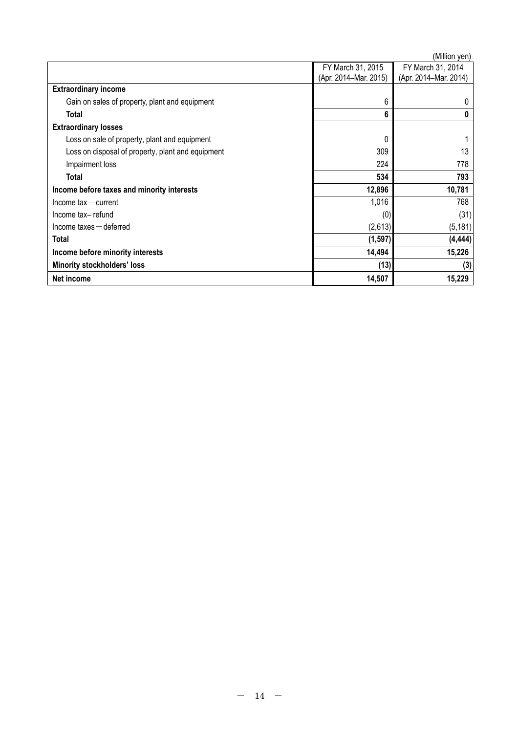(Million yen)

| | FY March 31, 2015 (Apr. 2014–Mar. 2015) | FY March 31, 2014 (Apr. 2014–Mar. 2014) |
|---|---|---|
| **Extraordinary income** | | |
| Gain on sales of property, plant and equipment | 6 | 0 |
| **Total** | **6** | **0** |
| **Extraordinary losses** | | |
| Loss on sale of property, plant and equipment | 0 | 1 |
| Loss on disposal of property, plant and equipment | 309 | 13 |
| Impairment loss | 224 | 778 |
| **Total** | **534** | **793** |
| **Income before taxes and minority interests** | **12,896** | **10,781** |
| Income tax－current | 1,016 | 768 |
| Income tax– refund | (0) | (31) |
| Income taxes－deferred | (2,613) | (5,181) |
| **Total** | **(1,597)** | **(4,444)** |
| **Income before minority interests** | **14,494** | **15,226** |
| **Minority stockholders' loss** | **(13)** | **(3)** |
| **Net income** | **14,507** | **15,229** |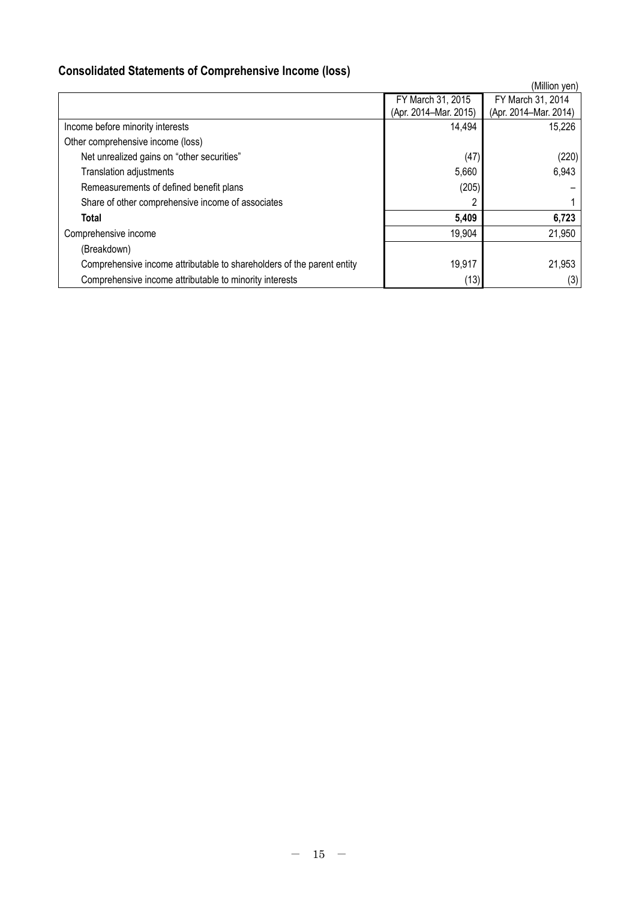## Consolidated Statements of Comprehensive Income (loss)

(Million yen)

| | FY March 31, 2015 (Apr. 2014–Mar. 2015) | FY March 31, 2014 (Apr. 2014–Mar. 2014) |
|---|---|---|
| Income before minority interests | 14,494 | 15,226 |
| Other comprehensive income (loss) | | |
| Net unrealized gains on "other securities" | (47) | (220) |
| Translation adjustments | 5,660 | 6,943 |
| Remeasurements of defined benefit plans | (205) | – |
| Share of other comprehensive income of associates | 2 | 1 |
| **Total** | **5,409** | **6,723** |
| Comprehensive income | 19,904 | 21,950 |
| (Breakdown) | | |
| Comprehensive income attributable to shareholders of the parent entity | 19,917 | 21,953 |
| Comprehensive income attributable to minority interests | (13) | (3) |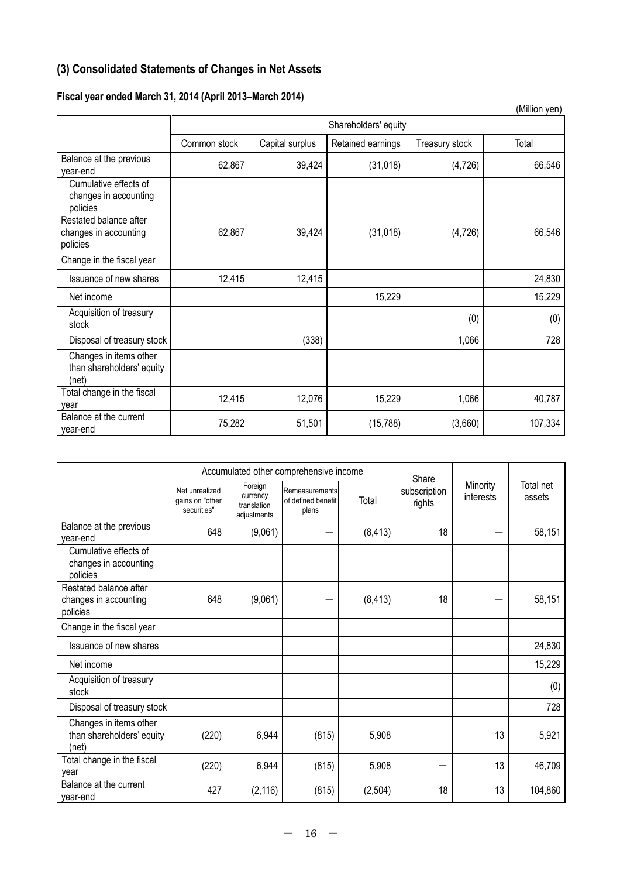## (3) Consolidated Statements of Changes in Net Assets

### Fiscal year ended March 31, 2014 (April 2013–March 2014)

(Million yen)

| | Shareholders' equity | | | | |
|---|---|---|---|---|---|
| | Common stock | Capital surplus | Retained earnings | Treasury stock | Total |
| Balance at the previous year-end | 62,867 | 39,424 | (31,018) | (4,726) | 66,546 |
| Cumulative effects of changes in accounting policies | | | | | |
| Restated balance after changes in accounting policies | 62,867 | 39,424 | (31,018) | (4,726) | 66,546 |
| Change in the fiscal year | | | | | |
| Issuance of new shares | 12,415 | 12,415 | | | 24,830 |
| Net income | | | 15,229 | | 15,229 |
| Acquisition of treasury stock | | | | (0) | (0) |
| Disposal of treasury stock | | (338) | | 1,066 | 728 |
| Changes in items other than shareholders' equity (net) | | | | | |
| Total change in the fiscal year | 12,415 | 12,076 | 15,229 | 1,066 | 40,787 |
| Balance at the current year-end | 75,282 | 51,501 | (15,788) | (3,660) | 107,334 |

| | Accumulated other comprehensive income | | | | Share subscription rights | Minority interests | Total net assets |
|---|---|---|---|---|---|---|---|
| | Net unrealized gains on "other securities" | Foreign currency translation adjustments | Remeasurements of defined benefit plans | Total | | | |
| Balance at the previous year-end | 648 | (9,061) | — | (8,413) | 18 | — | 58,151 |
| Cumulative effects of changes in accounting policies | | | | | | | |
| Restated balance after changes in accounting policies | 648 | (9,061) | — | (8,413) | 18 | — | 58,151 |
| Change in the fiscal year | | | | | | | |
| Issuance of new shares | | | | | | | 24,830 |
| Net income | | | | | | | 15,229 |
| Acquisition of treasury stock | | | | | | | (0) |
| Disposal of treasury stock | | | | | | | 728 |
| Changes in items other than shareholders' equity (net) | (220) | 6,944 | (815) | 5,908 | — | 13 | 5,921 |
| Total change in the fiscal year | (220) | 6,944 | (815) | 5,908 | — | 13 | 46,709 |
| Balance at the current year-end | 427 | (2,116) | (815) | (2,504) | 18 | 13 | 104,860 |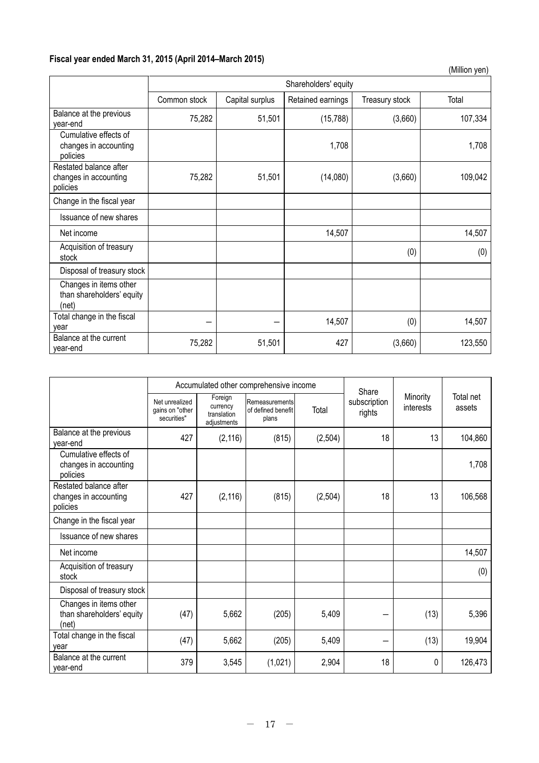**Fiscal year ended March 31, 2015 (April 2014–March 2015)**

(Million yen)

| | Shareholders' equity | | | | |
|---|---|---|---|---|---|
| | Common stock | Capital surplus | Retained earnings | Treasury stock | Total |
| Balance at the previous year-end | 75,282 | 51,501 | (15,788) | (3,660) | 107,334 |
| Cumulative effects of changes in accounting policies | | | 1,708 | | 1,708 |
| Restated balance after changes in accounting policies | 75,282 | 51,501 | (14,080) | (3,660) | 109,042 |
| Change in the fiscal year | | | | | |
| Issuance of new shares | | | | | |
| Net income | | | 14,507 | | 14,507 |
| Acquisition of treasury stock | | | | (0) | (0) |
| Disposal of treasury stock | | | | | |
| Changes in items other than shareholders' equity (net) | | | | | |
| Total change in the fiscal year | — | — | 14,507 | (0) | 14,507 |
| Balance at the current year-end | 75,282 | 51,501 | 427 | (3,660) | 123,550 |

| | Accumulated other comprehensive income | | | | Share subscription rights | Minority interests | Total net assets |
|---|---|---|---|---|---|---|---|
| | Net unrealized gains on "other securities" | Foreign currency translation adjustments | Remeasurements of defined benefit plans | Total | | | |
| Balance at the previous year-end | 427 | (2,116) | (815) | (2,504) | 18 | 13 | 104,860 |
| Cumulative effects of changes in accounting policies | | | | | | | 1,708 |
| Restated balance after changes in accounting policies | 427 | (2,116) | (815) | (2,504) | 18 | 13 | 106,568 |
| Change in the fiscal year | | | | | | | |
| Issuance of new shares | | | | | | | |
| Net income | | | | | | | 14,507 |
| Acquisition of treasury stock | | | | | | | (0) |
| Disposal of treasury stock | | | | | | | |
| Changes in items other than shareholders' equity (net) | (47) | 5,662 | (205) | 5,409 | — | (13) | 5,396 |
| Total change in the fiscal year | (47) | 5,662 | (205) | 5,409 | — | (13) | 19,904 |
| Balance at the current year-end | 379 | 3,545 | (1,021) | 2,904 | 18 | 0 | 126,473 |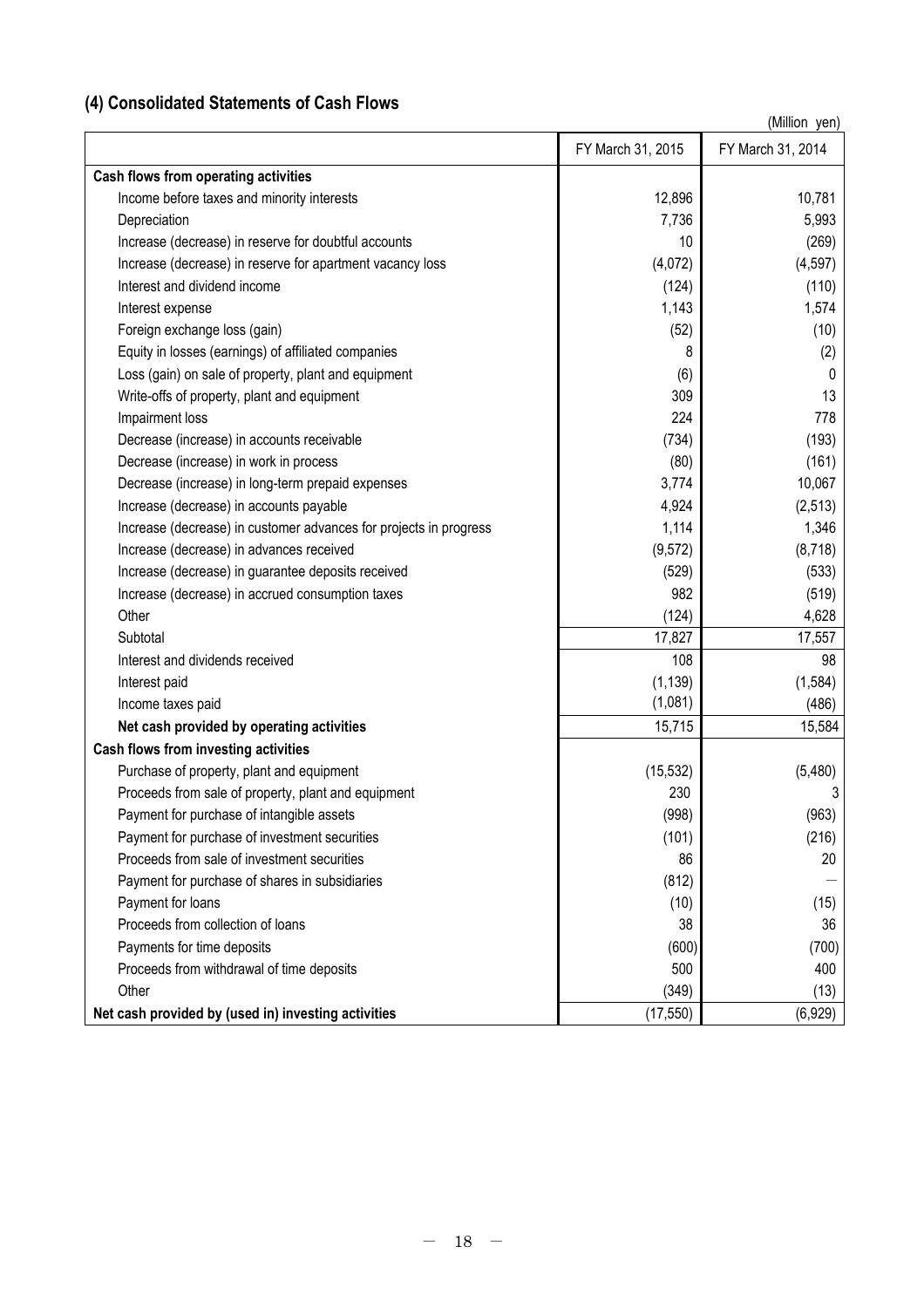## (4) Consolidated Statements of Cash Flows

(Million yen)

| | FY March 31, 2015 | FY March 31, 2014 |
|---|---|---|
| **Cash flows from operating activities** | | |
| Income before taxes and minority interests | 12,896 | 10,781 |
| Depreciation | 7,736 | 5,993 |
| Increase (decrease) in reserve for doubtful accounts | 10 | (269) |
| Increase (decrease) in reserve for apartment vacancy loss | (4,072) | (4,597) |
| Interest and dividend income | (124) | (110) |
| Interest expense | 1,143 | 1,574 |
| Foreign exchange loss (gain) | (52) | (10) |
| Equity in losses (earnings) of affiliated companies | 8 | (2) |
| Loss (gain) on sale of property, plant and equipment | (6) | 0 |
| Write-offs of property, plant and equipment | 309 | 13 |
| Impairment loss | 224 | 778 |
| Decrease (increase) in accounts receivable | (734) | (193) |
| Decrease (increase) in work in process | (80) | (161) |
| Decrease (increase) in long-term prepaid expenses | 3,774 | 10,067 |
| Increase (decrease) in accounts payable | 4,924 | (2,513) |
| Increase (decrease) in customer advances for projects in progress | 1,114 | 1,346 |
| Increase (decrease) in advances received | (9,572) | (8,718) |
| Increase (decrease) in guarantee deposits received | (529) | (533) |
| Increase (decrease) in accrued consumption taxes | 982 | (519) |
| Other | (124) | 4,628 |
| Subtotal | 17,827 | 17,557 |
| Interest and dividends received | 108 | 98 |
| Interest paid | (1,139) | (1,584) |
| Income taxes paid | (1,081) | (486) |
| **Net cash provided by operating activities** | 15,715 | 15,584 |
| **Cash flows from investing activities** | | |
| Purchase of property, plant and equipment | (15,532) | (5,480) |
| Proceeds from sale of property, plant and equipment | 230 | 3 |
| Payment for purchase of intangible assets | (998) | (963) |
| Payment for purchase of investment securities | (101) | (216) |
| Proceeds from sale of investment securities | 86 | 20 |
| Payment for purchase of shares in subsidiaries | (812) | — |
| Payment for loans | (10) | (15) |
| Proceeds from collection of loans | 38 | 36 |
| Payments for time deposits | (600) | (700) |
| Proceeds from withdrawal of time deposits | 500 | 400 |
| Other | (349) | (13) |
| **Net cash provided by (used in) investing activities** | (17,550) | (6,929) |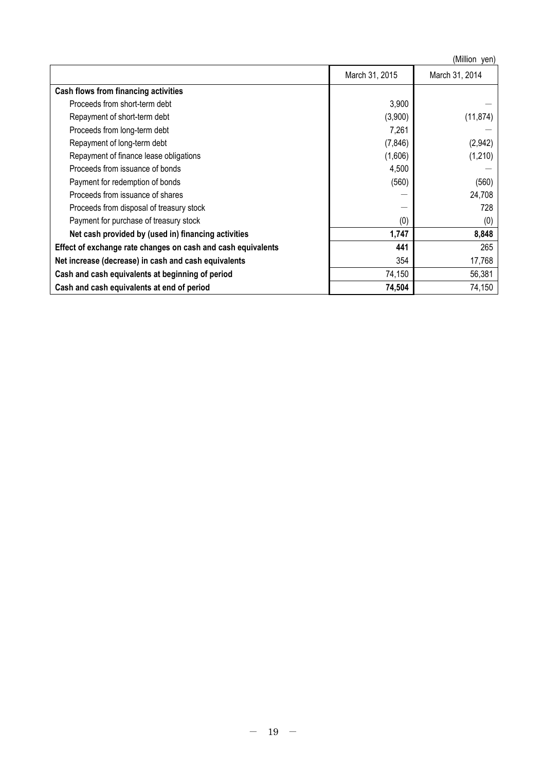(Million yen)

| | March 31, 2015 | March 31, 2014 |
|---|---|---|
| **Cash flows from financing activities** | | |
| Proceeds from short-term debt | 3,900 | — |
| Repayment of short-term debt | (3,900) | (11,874) |
| Proceeds from long-term debt | 7,261 | — |
| Repayment of long-term debt | (7,846) | (2,942) |
| Repayment of finance lease obligations | (1,606) | (1,210) |
| Proceeds from issuance of bonds | 4,500 | — |
| Payment for redemption of bonds | (560) | (560) |
| Proceeds from issuance of shares | — | 24,708 |
| Proceeds from disposal of treasury stock | — | 728 |
| Payment for purchase of treasury stock | (0) | (0) |
| **Net cash provided by (used in) financing activities** | **1,747** | **8,848** |
| **Effect of exchange rate changes on cash and cash equivalents** | **441** | 265 |
| **Net increase (decrease) in cash and cash equivalents** | 354 | 17,768 |
| **Cash and cash equivalents at beginning of period** | 74,150 | 56,381 |
| **Cash and cash equivalents at end of period** | **74,504** | 74,150 |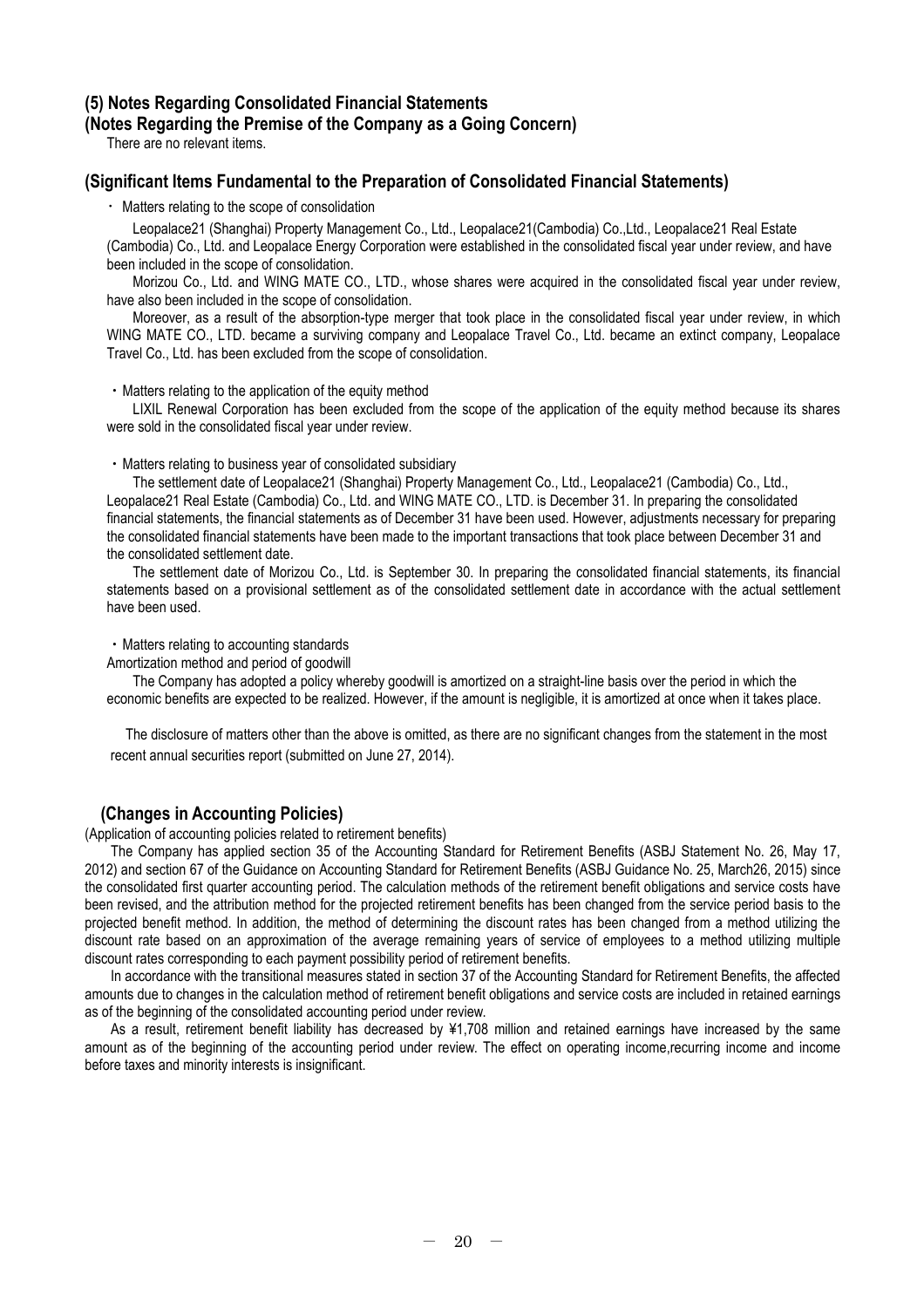## (5) Notes Regarding Consolidated Financial Statements

### (Notes Regarding the Premise of the Company as a Going Concern)

There are no relevant items.

### (Significant Items Fundamental to the Preparation of Consolidated Financial Statements)

・ Matters relating to the scope of consolidation

Leopalace21 (Shanghai) Property Management Co., Ltd., Leopalace21(Cambodia) Co.,Ltd., Leopalace21 Real Estate (Cambodia) Co., Ltd. and Leopalace Energy Corporation were established in the consolidated fiscal year under review, and have been included in the scope of consolidation.

Morizou Co., Ltd. and WING MATE CO., LTD., whose shares were acquired in the consolidated fiscal year under review, have also been included in the scope of consolidation.

Moreover, as a result of the absorption-type merger that took place in the consolidated fiscal year under review, in which WING MATE CO., LTD. became a surviving company and Leopalace Travel Co., Ltd. became an extinct company, Leopalace Travel Co., Ltd. has been excluded from the scope of consolidation.

・Matters relating to the application of the equity method

LIXIL Renewal Corporation has been excluded from the scope of the application of the equity method because its shares were sold in the consolidated fiscal year under review.

・Matters relating to business year of consolidated subsidiary

The settlement date of Leopalace21 (Shanghai) Property Management Co., Ltd., Leopalace21 (Cambodia) Co., Ltd., Leopalace21 Real Estate (Cambodia) Co., Ltd. and WING MATE CO., LTD. is December 31. In preparing the consolidated financial statements, the financial statements as of December 31 have been used. However, adjustments necessary for preparing the consolidated financial statements have been made to the important transactions that took place between December 31 and the consolidated settlement date.

The settlement date of Morizou Co., Ltd. is September 30. In preparing the consolidated financial statements, its financial statements based on a provisional settlement as of the consolidated settlement date in accordance with the actual settlement have been used.

・Matters relating to accounting standards

Amortization method and period of goodwill

The Company has adopted a policy whereby goodwill is amortized on a straight-line basis over the period in which the economic benefits are expected to be realized. However, if the amount is negligible, it is amortized at once when it takes place.

The disclosure of matters other than the above is omitted, as there are no significant changes from the statement in the most recent annual securities report (submitted on June 27, 2014).

### (Changes in Accounting Policies)

(Application of accounting policies related to retirement benefits)

The Company has applied section 35 of the Accounting Standard for Retirement Benefits (ASBJ Statement No. 26, May 17, 2012) and section 67 of the Guidance on Accounting Standard for Retirement Benefits (ASBJ Guidance No. 25, March26, 2015) since the consolidated first quarter accounting period. The calculation methods of the retirement benefit obligations and service costs have been revised, and the attribution method for the projected retirement benefits has been changed from the service period basis to the projected benefit method. In addition, the method of determining the discount rates has been changed from a method utilizing the discount rate based on an approximation of the average remaining years of service of employees to a method utilizing multiple discount rates corresponding to each payment possibility period of retirement benefits.

In accordance with the transitional measures stated in section 37 of the Accounting Standard for Retirement Benefits, the affected amounts due to changes in the calculation method of retirement benefit obligations and service costs are included in retained earnings as of the beginning of the consolidated accounting period under review.

As a result, retirement benefit liability has decreased by ¥1,708 million and retained earnings have increased by the same amount as of the beginning of the accounting period under review. The effect on operating income,recurring income and income before taxes and minority interests is insignificant.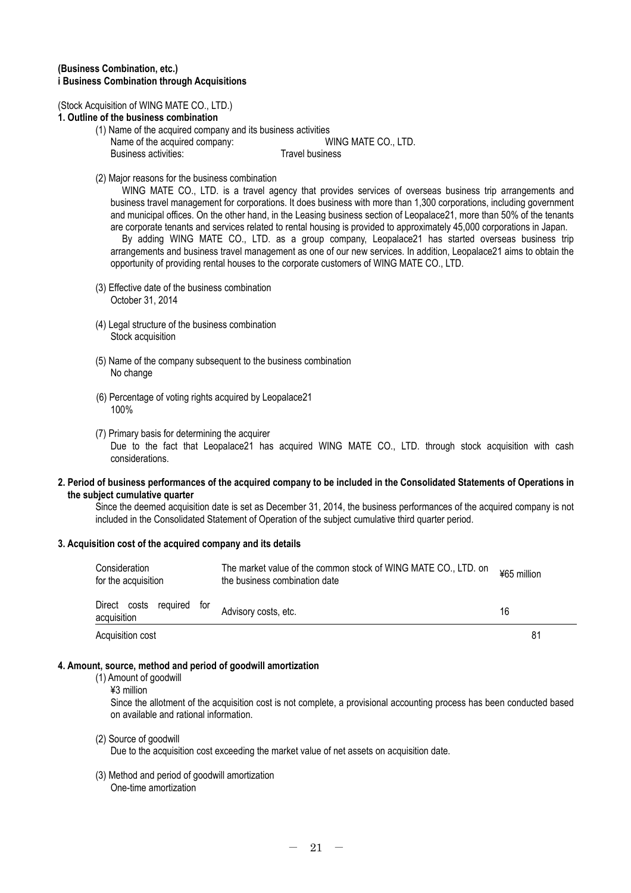**(Business Combination, etc.)**
**i Business Combination through Acquisitions**

(Stock Acquisition of WING MATE CO., LTD.)

**1. Outline of the business combination**

(1) Name of the acquired company and its business activities

Name of the acquired company: WING MATE CO., LTD.
Business activities: Travel business

(2) Major reasons for the business combination

WING MATE CO., LTD. is a travel agency that provides services of overseas business trip arrangements and business travel management for corporations. It does business with more than 1,300 corporations, including government and municipal offices. On the other hand, in the Leasing business section of Leopalace21, more than 50% of the tenants are corporate tenants and services related to rental housing is provided to approximately 45,000 corporations in Japan.

By adding WING MATE CO., LTD. as a group company, Leopalace21 has started overseas business trip arrangements and business travel management as one of our new services. In addition, Leopalace21 aims to obtain the opportunity of providing rental houses to the corporate customers of WING MATE CO., LTD.

(3) Effective date of the business combination

October 31, 2014

(4) Legal structure of the business combination

Stock acquisition

(5) Name of the company subsequent to the business combination

No change

(6) Percentage of voting rights acquired by Leopalace21

100%

(7) Primary basis for determining the acquirer

Due to the fact that Leopalace21 has acquired WING MATE CO., LTD. through stock acquisition with cash considerations.

**2. Period of business performances of the acquired company to be included in the Consolidated Statements of Operations in the subject cumulative quarter**

Since the deemed acquisition date is set as December 31, 2014, the business performances of the acquired company is not included in the Consolidated Statement of Operation of the subject cumulative third quarter period.

**3. Acquisition cost of the acquired company and its details**

| | | |
|---|---|---|
| Consideration for the acquisition | The market value of the common stock of WING MATE CO., LTD. on the business combination date | ¥65 million |
| Direct costs required for acquisition | Advisory costs, etc. | 16 |
| Acquisition cost | | 81 |

**4. Amount, source, method and period of goodwill amortization**

(1) Amount of goodwill

¥3 million

Since the allotment of the acquisition cost is not complete, a provisional accounting process has been conducted based on available and rational information.

(2) Source of goodwill

Due to the acquisition cost exceeding the market value of net assets on acquisition date.

(3) Method and period of goodwill amortization

One-time amortization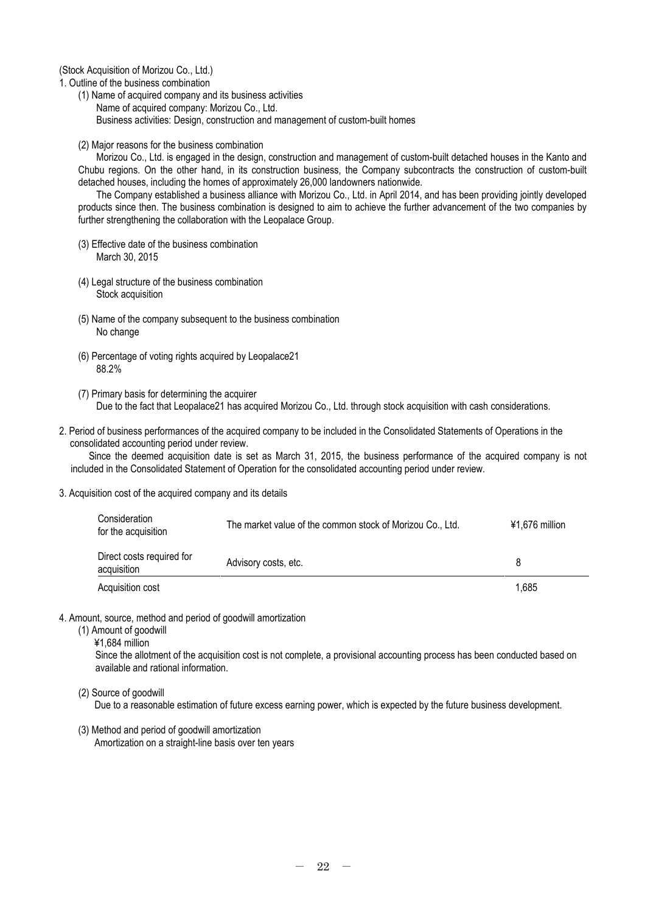(Stock Acquisition of Morizou Co., Ltd.)

1. Outline of the business combination

(1) Name of acquired company and its business activities

Name of acquired company: Morizou Co., Ltd.

Business activities: Design, construction and management of custom-built homes

(2) Major reasons for the business combination

Morizou Co., Ltd. is engaged in the design, construction and management of custom-built detached houses in the Kanto and Chubu regions. On the other hand, in its construction business, the Company subcontracts the construction of custom-built detached houses, including the homes of approximately 26,000 landowners nationwide.

The Company established a business alliance with Morizou Co., Ltd. in April 2014, and has been providing jointly developed products since then. The business combination is designed to aim to achieve the further advancement of the two companies by further strengthening the collaboration with the Leopalace Group.

(3) Effective date of the business combination

March 30, 2015

(4) Legal structure of the business combination

Stock acquisition

(5) Name of the company subsequent to the business combination

No change

(6) Percentage of voting rights acquired by Leopalace21

88.2%

(7) Primary basis for determining the acquirer

Due to the fact that Leopalace21 has acquired Morizou Co., Ltd. through stock acquisition with cash considerations.

2. Period of business performances of the acquired company to be included in the Consolidated Statements of Operations in the consolidated accounting period under review.

Since the deemed acquisition date is set as March 31, 2015, the business performance of the acquired company is not included in the Consolidated Statement of Operation for the consolidated accounting period under review.

3. Acquisition cost of the acquired company and its details

| | | |
|---|---|---|
| Consideration for the acquisition | The market value of the common stock of Morizou Co., Ltd. | ¥1,676 million |
| Direct costs required for acquisition | Advisory costs, etc. | 8 |
| Acquisition cost | | 1,685 |

4. Amount, source, method and period of goodwill amortization

(1) Amount of goodwill

¥1,684 million

Since the allotment of the acquisition cost is not complete, a provisional accounting process has been conducted based on available and rational information.

(2) Source of goodwill

Due to a reasonable estimation of future excess earning power, which is expected by the future business development.

(3) Method and period of goodwill amortization

Amortization on a straight-line basis over ten years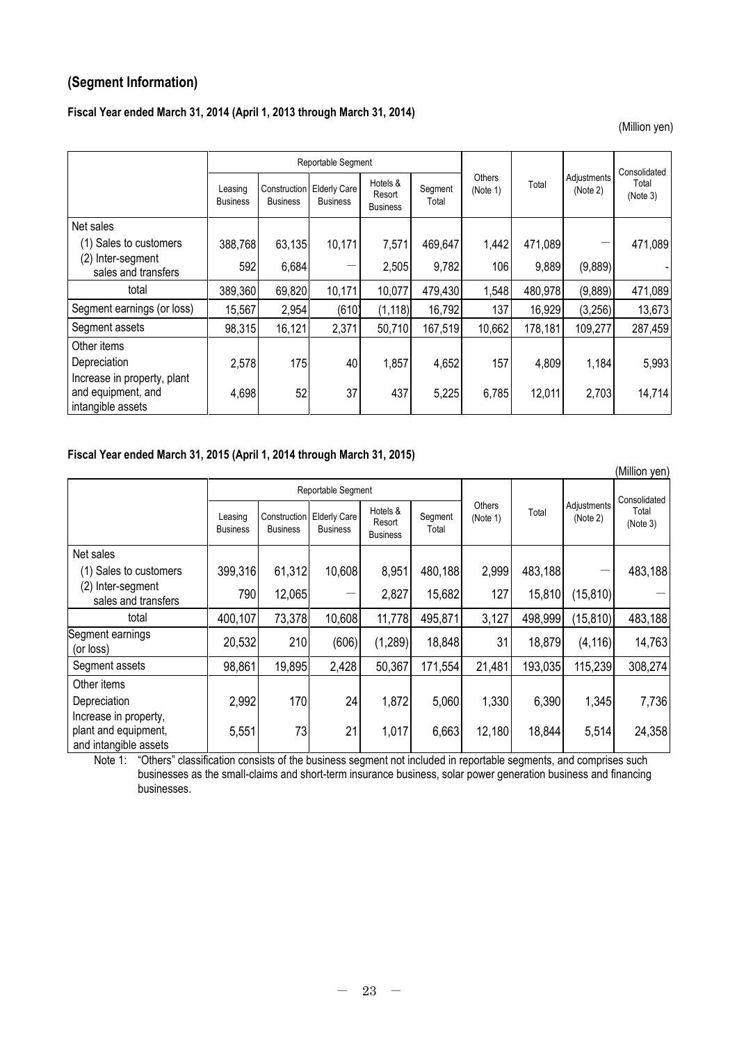## (Segment Information)

**Fiscal Year ended March 31, 2014 (April 1, 2013 through March 31, 2014)**

(Million yen)

| | Reportable Segment | | | | | Others (Note 1) | Total | Adjustments (Note 2) | Consolidated Total (Note 3) |
|---|---|---|---|---|---|---|---|---|---|
| | Leasing Business | Construction Business | Elderly Care Business | Hotels & Resort Business | Segment Total | | | | |
| Net sales | | | | | | | | | |
| (1) Sales to customers | 388,768 | 63,135 | 10,171 | 7,571 | 469,647 | 1,442 | 471,089 | — | 471,089 |
| (2) Inter-segment sales and transfers | 592 | 6,684 | — | 2,505 | 9,782 | 106 | 9,889 | (9,889) | - |
| total | 389,360 | 69,820 | 10,171 | 10,077 | 479,430 | 1,548 | 480,978 | (9,889) | 471,089 |
| Segment earnings (or loss) | 15,567 | 2,954 | (610) | (1,118) | 16,792 | 137 | 16,929 | (3,256) | 13,673 |
| Segment assets | 98,315 | 16,121 | 2,371 | 50,710 | 167,519 | 10,662 | 178,181 | 109,277 | 287,459 |
| Other items | | | | | | | | | |
| Depreciation | 2,578 | 175 | 40 | 1,857 | 4,652 | 157 | 4,809 | 1,184 | 5,993 |
| Increase in property, plant and equipment, and intangible assets | 4,698 | 52 | 37 | 437 | 5,225 | 6,785 | 12,011 | 2,703 | 14,714 |

**Fiscal Year ended March 31, 2015 (April 1, 2014 through March 31, 2015)**

(Million yen)

| | Reportable Segment | | | | | Others (Note 1) | Total | Adjustments (Note 2) | Consolidated Total (Note 3) |
|---|---|---|---|---|---|---|---|---|---|
| | Leasing Business | Construction Business | Elderly Care Business | Hotels & Resort Business | Segment Total | | | | |
| Net sales | | | | | | | | | |
| (1) Sales to customers | 399,316 | 61,312 | 10,608 | 8,951 | 480,188 | 2,999 | 483,188 | — | 483,188 |
| (2) Inter-segment sales and transfers | 790 | 12,065 | — | 2,827 | 15,682 | 127 | 15,810 | (15,810) | — |
| total | 400,107 | 73,378 | 10,608 | 11,778 | 495,871 | 3,127 | 498,999 | (15,810) | 483,188 |
| Segment earnings (or loss) | 20,532 | 210 | (606) | (1,289) | 18,848 | 31 | 18,879 | (4,116) | 14,763 |
| Segment assets | 98,861 | 19,895 | 2,428 | 50,367 | 171,554 | 21,481 | 193,035 | 115,239 | 308,274 |
| Other items | | | | | | | | | |
| Depreciation | 2,992 | 170 | 24 | 1,872 | 5,060 | 1,330 | 6,390 | 1,345 | 7,736 |
| Increase in property, plant and equipment, and intangible assets | 5,551 | 73 | 21 | 1,017 | 6,663 | 12,180 | 18,844 | 5,514 | 24,358 |

Note 1: "Others" classification consists of the business segment not included in reportable segments, and comprises such businesses as the small-claims and short-term insurance business, solar power generation business and financing businesses.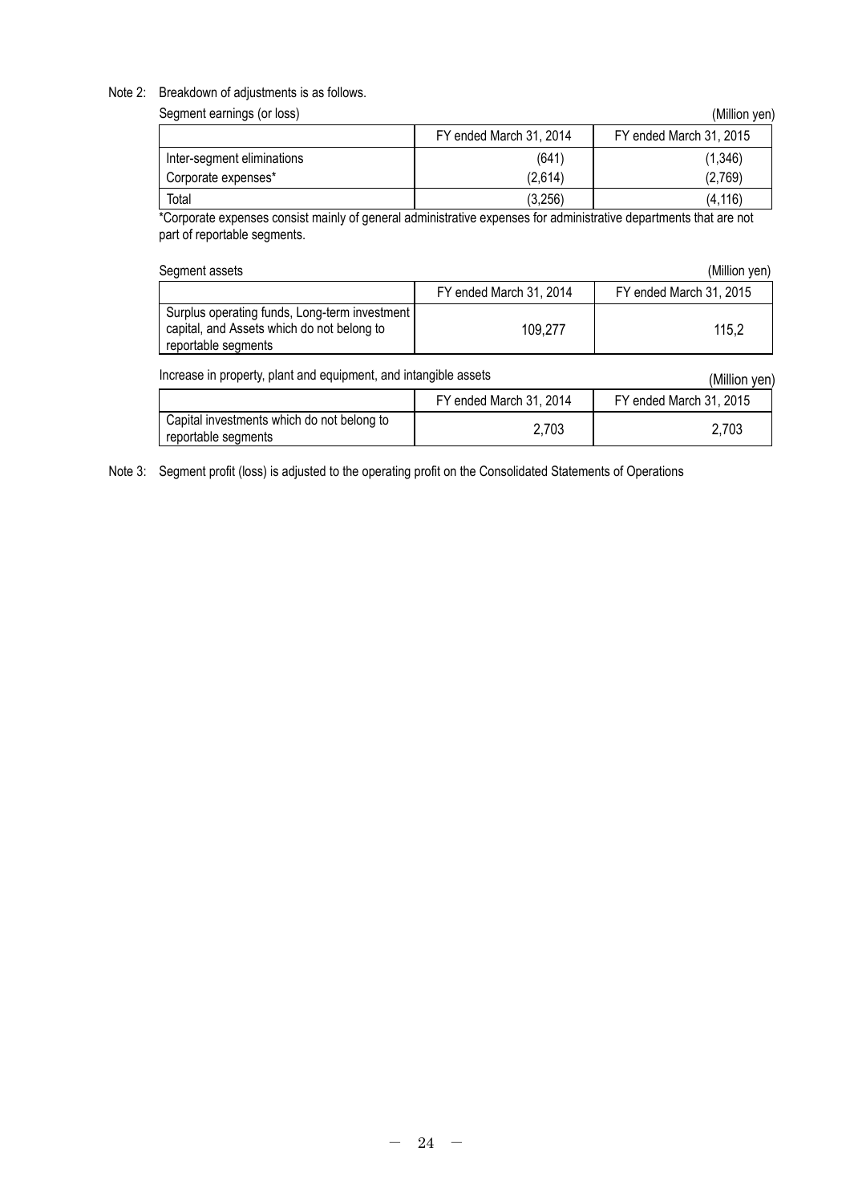Note 2: Breakdown of adjustments is as follows.

Segment earnings (or loss)

(Million yen)

| | FY ended March 31, 2014 | FY ended March 31, 2015 |
|---|---|---|
| Inter-segment eliminations | (641) | (1,346) |
| Corporate expenses* | (2,614) | (2,769) |
| Total | (3,256) | (4,116) |

*Corporate expenses consist mainly of general administrative expenses for administrative departments that are not part of reportable segments.

Segment assets

(Million yen)

| | FY ended March 31, 2014 | FY ended March 31, 2015 |
|---|---|---|
| Surplus operating funds, Long-term investment capital, and Assets which do not belong to reportable segments | 109,277 | 115,2 |

Increase in property, plant and equipment, and intangible assets

(Million yen)

| | FY ended March 31, 2014 | FY ended March 31, 2015 |
|---|---|---|
| Capital investments which do not belong to reportable segments | 2,703 | 2,703 |

Note 3: Segment profit (loss) is adjusted to the operating profit on the Consolidated Statements of Operations